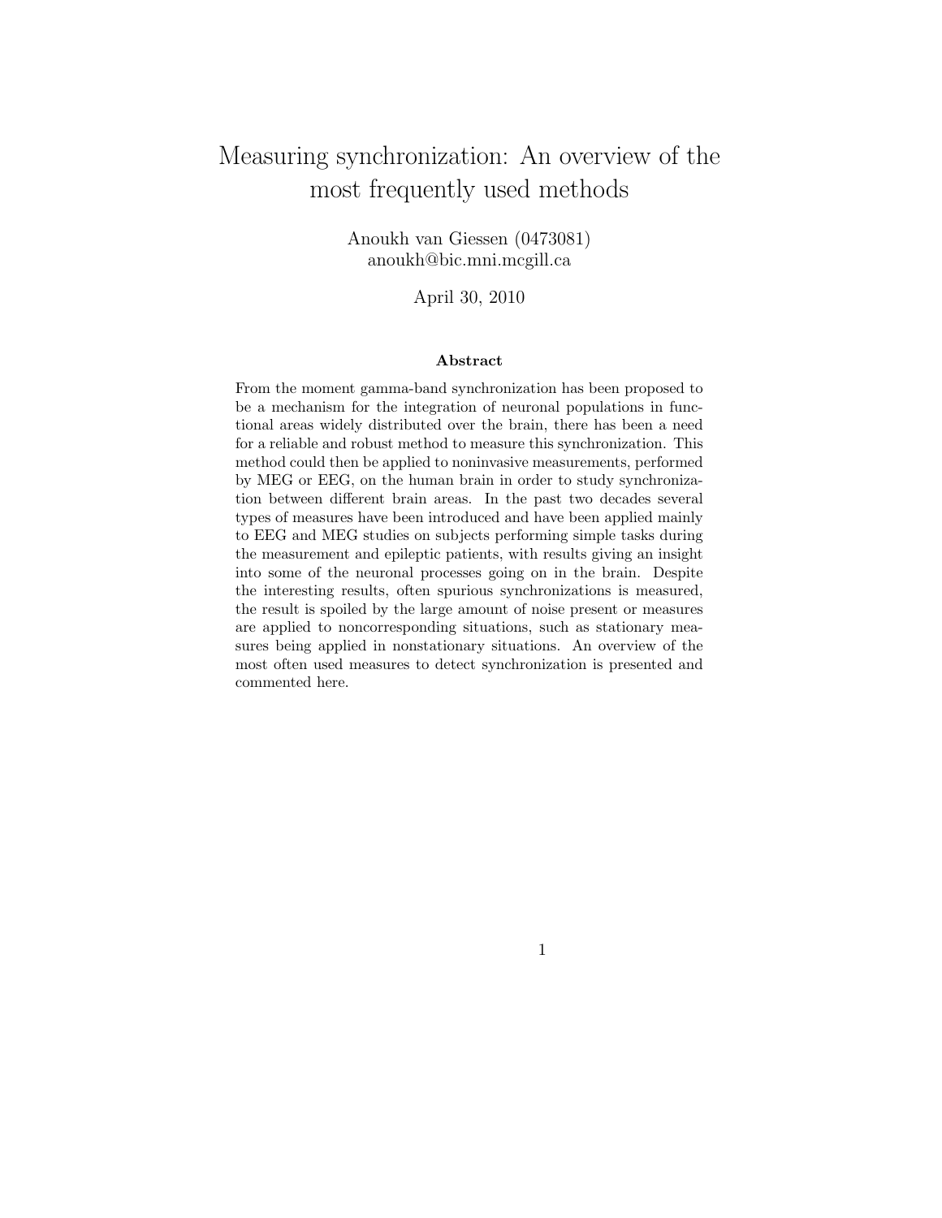# Measuring synchronization: An overview of the most frequently used methods

Anoukh van Giessen (0473081)
anoukh@bic.mni.mcgill.ca

April 30, 2010

### Abstract

From the moment gamma-band synchronization has been proposed to be a mechanism for the integration of neuronal populations in functional areas widely distributed over the brain, there has been a need for a reliable and robust method to measure this synchronization. This method could then be applied to noninvasive measurements, performed by MEG or EEG, on the human brain in order to study synchronization between different brain areas. In the past two decades several types of measures have been introduced and have been applied mainly to EEG and MEG studies on subjects performing simple tasks during the measurement and epileptic patients, with results giving an insight into some of the neuronal processes going on in the brain. Despite the interesting results, often spurious synchronizations is measured, the result is spoiled by the large amount of noise present or measures are applied to noncorresponding situations, such as stationary measures being applied in nonstationary situations. An overview of the most often used measures to detect synchronization is presented and commented here.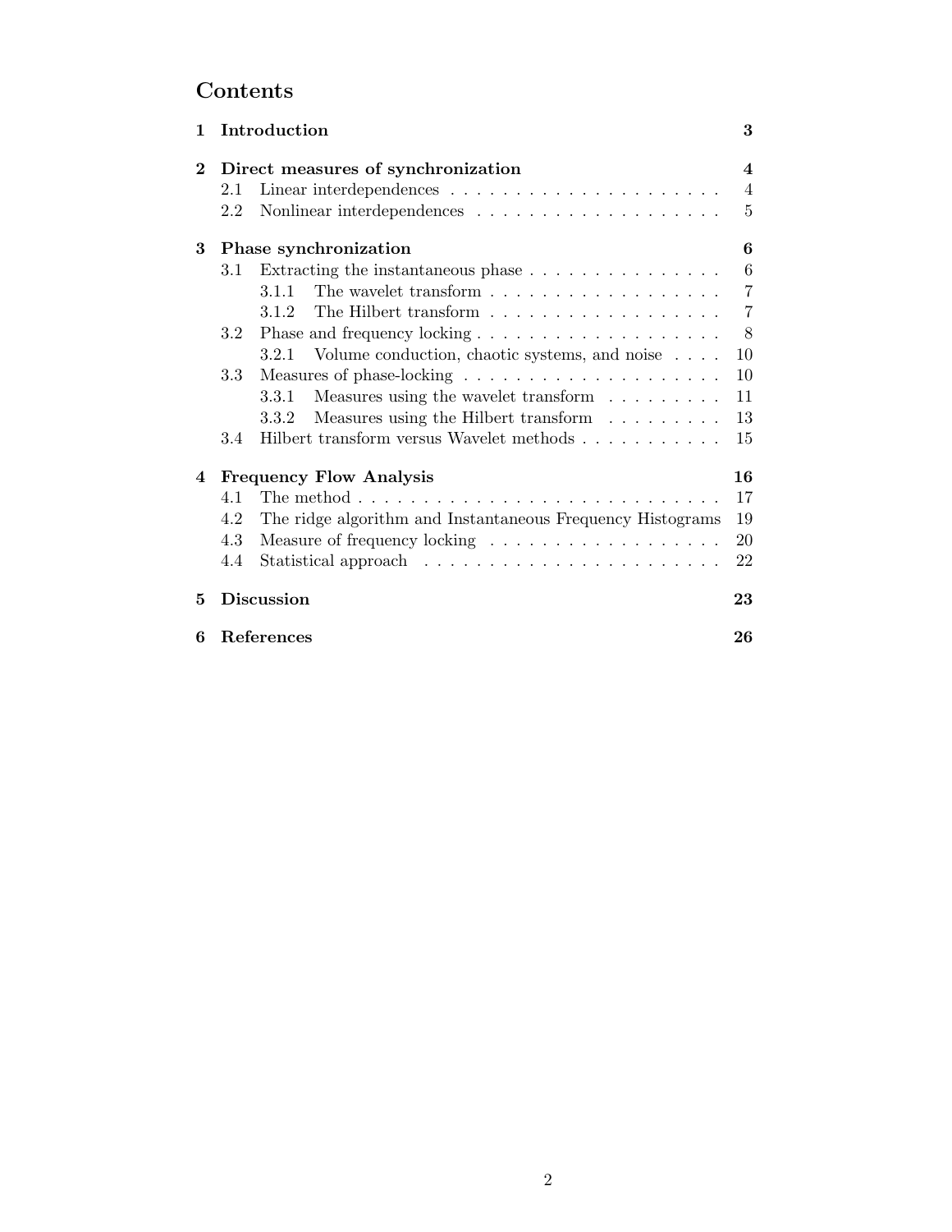# Contents

1 Introduction 3

2 Direct measures of synchronization 4
- 2.1 Linear interdependences 4
- 2.2 Nonlinear interdependences 5

3 Phase synchronization 6
- 3.1 Extracting the instantaneous phase 6
  - 3.1.1 The wavelet transform 7
  - 3.1.2 The Hilbert transform 7
- 3.2 Phase and frequency locking 8
  - 3.2.1 Volume conduction, chaotic systems, and noise 10
- 3.3 Measures of phase-locking 10
  - 3.3.1 Measures using the wavelet transform 11
  - 3.3.2 Measures using the Hilbert transform 13
- 3.4 Hilbert transform versus Wavelet methods 15

4 Frequency Flow Analysis 16
- 4.1 The method 17
- 4.2 The ridge algorithm and Instantaneous Frequency Histograms 19
- 4.3 Measure of frequency locking 20
- 4.4 Statistical approach 22

5 Discussion 23

6 References 26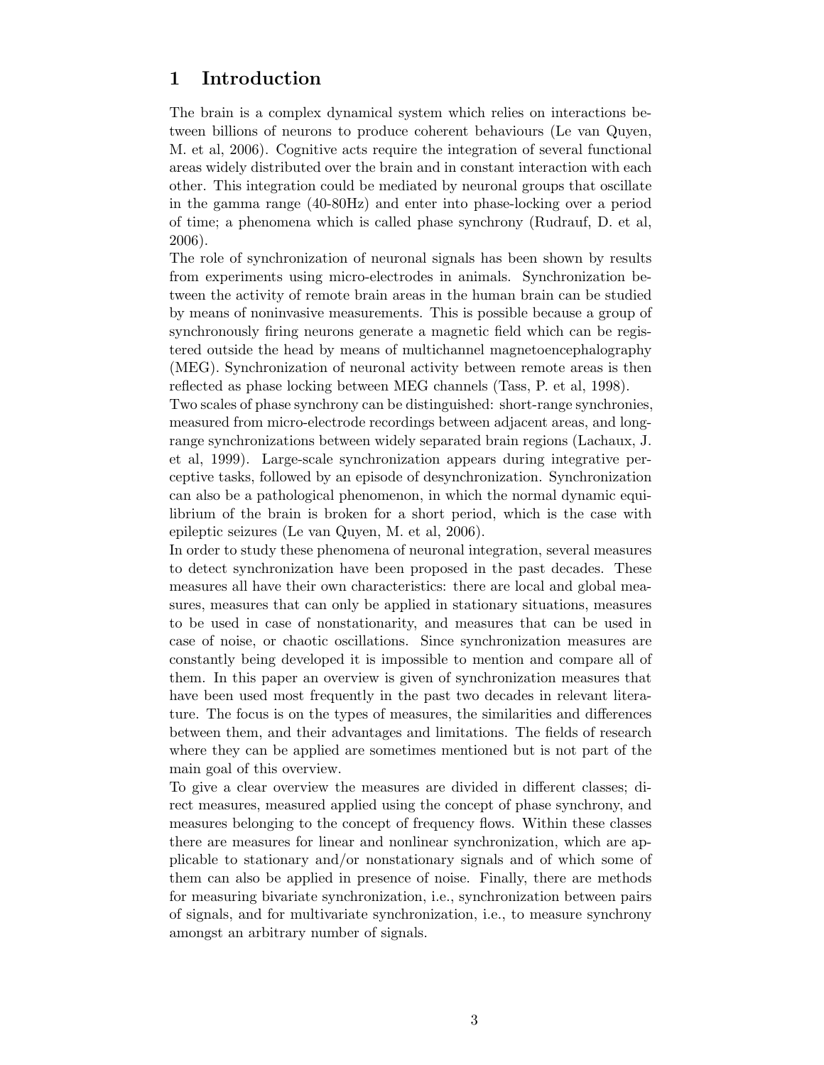# 1 Introduction

The brain is a complex dynamical system which relies on interactions between billions of neurons to produce coherent behaviours (Le van Quyen, M. et al, 2006). Cognitive acts require the integration of several functional areas widely distributed over the brain and in constant interaction with each other. This integration could be mediated by neuronal groups that oscillate in the gamma range (40-80Hz) and enter into phase-locking over a period of time; a phenomena which is called phase synchrony (Rudrauf, D. et al, 2006).

The role of synchronization of neuronal signals has been shown by results from experiments using micro-electrodes in animals. Synchronization between the activity of remote brain areas in the human brain can be studied by means of noninvasive measurements. This is possible because a group of synchronously firing neurons generate a magnetic field which can be registered outside the head by means of multichannel magnetoencephalography (MEG). Synchronization of neuronal activity between remote areas is then reflected as phase locking between MEG channels (Tass, P. et al, 1998).

Two scales of phase synchrony can be distinguished: short-range synchronies, measured from micro-electrode recordings between adjacent areas, and long-range synchronizations between widely separated brain regions (Lachaux, J. et al, 1999). Large-scale synchronization appears during integrative perceptive tasks, followed by an episode of desynchronization. Synchronization can also be a pathological phenomenon, in which the normal dynamic equilibrium of the brain is broken for a short period, which is the case with epileptic seizures (Le van Quyen, M. et al, 2006).

In order to study these phenomena of neuronal integration, several measures to detect synchronization have been proposed in the past decades. These measures all have their own characteristics: there are local and global measures, measures that can only be applied in stationary situations, measures to be used in case of nonstationarity, and measures that can be used in case of noise, or chaotic oscillations. Since synchronization measures are constantly being developed it is impossible to mention and compare all of them. In this paper an overview is given of synchronization measures that have been used most frequently in the past two decades in relevant literature. The focus is on the types of measures, the similarities and differences between them, and their advantages and limitations. The fields of research where they can be applied are sometimes mentioned but is not part of the main goal of this overview.

To give a clear overview the measures are divided in different classes; direct measures, measured applied using the concept of phase synchrony, and measures belonging to the concept of frequency flows. Within these classes there are measures for linear and nonlinear synchronization, which are applicable to stationary and/or nonstationary signals and of which some of them can also be applied in presence of noise. Finally, there are methods for measuring bivariate synchronization, i.e., synchronization between pairs of signals, and for multivariate synchronization, i.e., to measure synchrony amongst an arbitrary number of signals.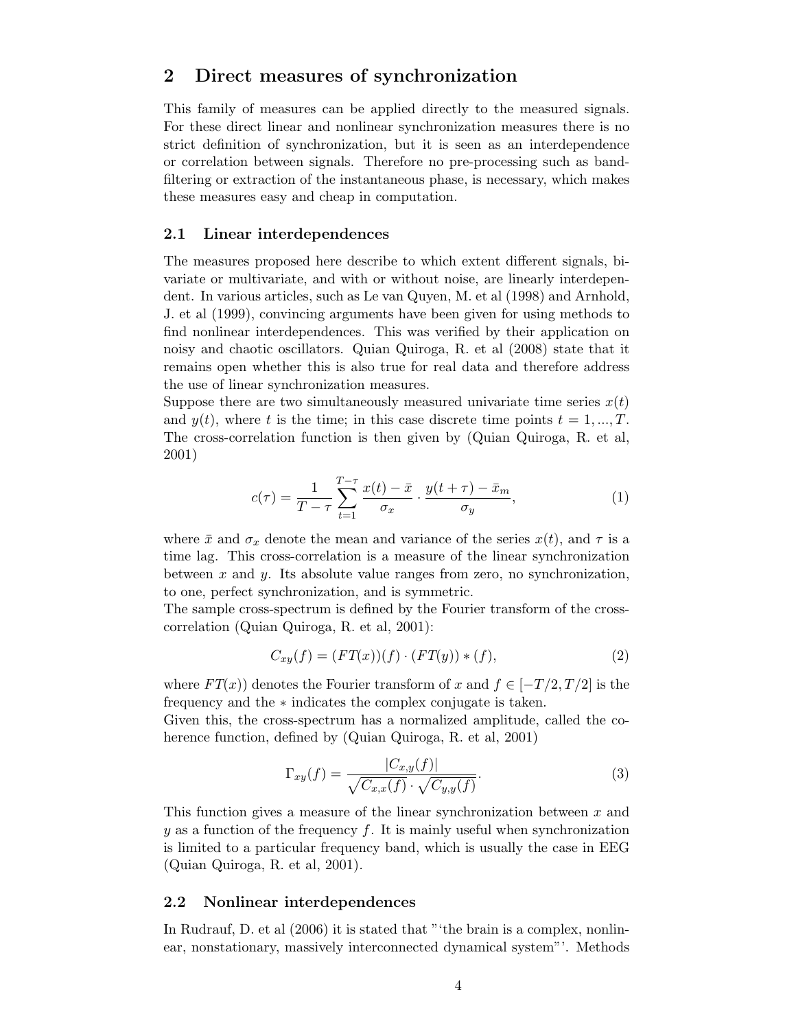## 2 Direct measures of synchronization

This family of measures can be applied directly to the measured signals. For these direct linear and nonlinear synchronization measures there is no strict definition of synchronization, but it is seen as an interdependence or correlation between signals. Therefore no pre-processing such as band-filtering or extraction of the instantaneous phase, is necessary, which makes these measures easy and cheap in computation.

### 2.1 Linear interdependences

The measures proposed here describe to which extent different signals, bivariate or multivariate, and with or without noise, are linearly interdependent. In various articles, such as Le van Quyen, M. et al (1998) and Arnhold, J. et al (1999), convincing arguments have been given for using methods to find nonlinear interdependences. This was verified by their application on noisy and chaotic oscillators. Quian Quiroga, R. et al (2008) state that it remains open whether this is also true for real data and therefore address the use of linear synchronization measures.

Suppose there are two simultaneously measured univariate time series $x(t)$ and $y(t)$, where $t$ is the time; in this case discrete time points $t = 1, ..., T$. The cross-correlation function is then given by (Quian Quiroga, R. et al, 2001)

$$c(\tau) = \frac{1}{T-\tau} \sum_{t=1}^{T-\tau} \frac{x(t) - \bar{x}}{\sigma_x} \cdot \frac{y(t+\tau) - \bar{x}_m}{\sigma_y}, \tag{1}$$

where $\bar{x}$ and $\sigma_x$ denote the mean and variance of the series $x(t)$, and $\tau$ is a time lag. This cross-correlation is a measure of the linear synchronization between $x$ and $y$. Its absolute value ranges from zero, no synchronization, to one, perfect synchronization, and is symmetric.

The sample cross-spectrum is defined by the Fourier transform of the cross-correlation (Quian Quiroga, R. et al, 2001):

$$C_{xy}(f) = (FT(x))(f) \cdot (FT(y)) * (f), \tag{2}$$

where $FT(x))$ denotes the Fourier transform of $x$ and $f \in [-T/2, T/2]$ is the frequency and the $*$ indicates the complex conjugate is taken.

Given this, the cross-spectrum has a normalized amplitude, called the coherence function, defined by (Quian Quiroga, R. et al, 2001)

$$\Gamma_{xy}(f) = \frac{|C_{x,y}(f)|}{\sqrt{C_{x,x}(f)} \cdot \sqrt{C_{y,y}(f)}}. \tag{3}$$

This function gives a measure of the linear synchronization between $x$ and $y$ as a function of the frequency $f$. It is mainly useful when synchronization is limited to a particular frequency band, which is usually the case in EEG (Quian Quiroga, R. et al, 2001).

### 2.2 Nonlinear interdependences

In Rudrauf, D. et al (2006) it is stated that "'the brain is a complex, nonlinear, nonstationary, massively interconnected dynamical system"'. Methods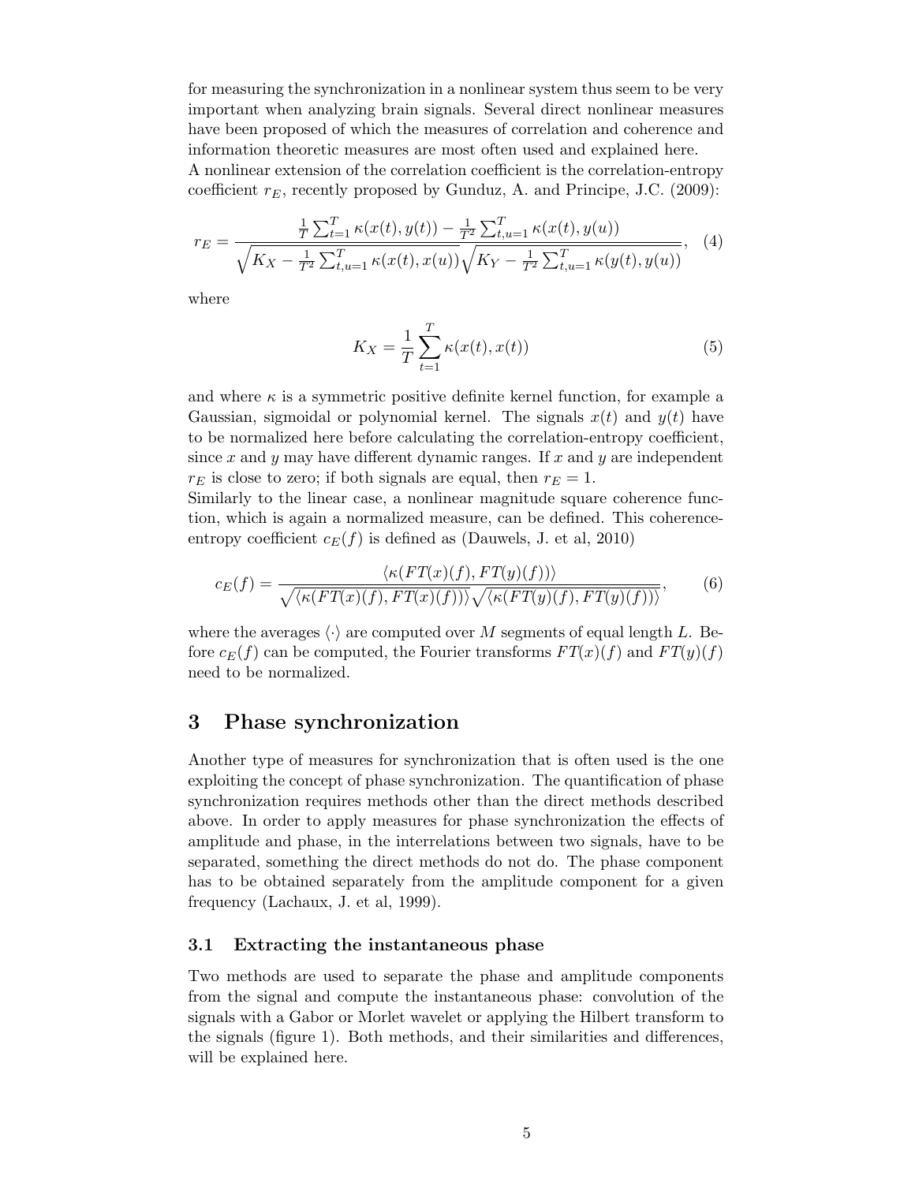for measuring the synchronization in a nonlinear system thus seem to be very important when analyzing brain signals. Several direct nonlinear measures have been proposed of which the measures of correlation and coherence and information theoretic measures are most often used and explained here.
A nonlinear extension of the correlation coefficient is the correlation-entropy coefficient $r_E$, recently proposed by Gunduz, A. and Principe, J.C. (2009):

$$r_E = \frac{\frac{1}{T}\sum_{t=1}^{T}\kappa(x(t), y(t)) - \frac{1}{T^2}\sum_{t,u=1}^{T}\kappa(x(t), y(u))}{\sqrt{K_X - \frac{1}{T^2}\sum_{t,u=1}^{T}\kappa(x(t), x(u))}\sqrt{K_Y - \frac{1}{T^2}\sum_{t,u=1}^{T}\kappa(y(t), y(u))}}, \quad (4)$$

where

$$K_X = \frac{1}{T}\sum_{t=1}^{T}\kappa(x(t), x(t)) \quad (5)$$

and where $\kappa$ is a symmetric positive definite kernel function, for example a Gaussian, sigmoidal or polynomial kernel. The signals $x(t)$ and $y(t)$ have to be normalized here before calculating the correlation-entropy coefficient, since $x$ and $y$ may have different dynamic ranges. If $x$ and $y$ are independent $r_E$ is close to zero; if both signals are equal, then $r_E = 1$.
Similarly to the linear case, a nonlinear magnitude square coherence function, which is again a normalized measure, can be defined. This coherence-entropy coefficient $c_E(f)$ is defined as (Dauwels, J. et al, 2010)

$$c_E(f) = \frac{\langle\kappa(FT(x)(f), FT(y)(f))\rangle}{\sqrt{\langle\kappa(FT(x)(f), FT(x)(f))\rangle}\sqrt{\langle\kappa(FT(y)(f), FT(y)(f))\rangle}}, \quad (6)$$

where the averages $\langle\cdot\rangle$ are computed over $M$ segments of equal length $L$. Before $c_E(f)$ can be computed, the Fourier transforms $FT(x)(f)$ and $FT(y)(f)$ need to be normalized.

# 3 Phase synchronization

Another type of measures for synchronization that is often used is the one exploiting the concept of phase synchronization. The quantification of phase synchronization requires methods other than the direct methods described above. In order to apply measures for phase synchronization the effects of amplitude and phase, in the interrelations between two signals, have to be separated, something the direct methods do not do. The phase component has to be obtained separately from the amplitude component for a given frequency (Lachaux, J. et al, 1999).

## 3.1 Extracting the instantaneous phase

Two methods are used to separate the phase and amplitude components from the signal and compute the instantaneous phase: convolution of the signals with a Gabor or Morlet wavelet or applying the Hilbert transform to the signals (figure 1). Both methods, and their similarities and differences, will be explained here.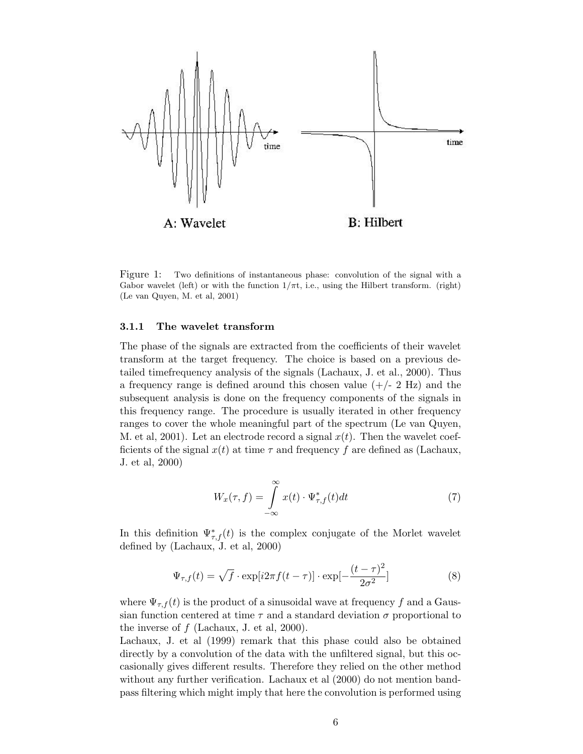Figure 1: Two definitions of instantaneous phase: convolution of the signal with a Gabor wavelet (left) or with the function $1/\pi t$, i.e., using the Hilbert transform. (right) (Le van Quyen, M. et al, 2001)

### 3.1.1 The wavelet transform

The phase of the signals are extracted from the coefficients of their wavelet transform at the target frequency. The choice is based on a previous detailed timefrequency analysis of the signals (Lachaux, J. et al., 2000). Thus a frequency range is defined around this chosen value (+/- 2 Hz) and the subsequent analysis is done on the frequency components of the signals in this frequency range. The procedure is usually iterated in other frequency ranges to cover the whole meaningful part of the spectrum (Le van Quyen, M. et al, 2001). Let an electrode record a signal $x(t)$. Then the wavelet coefficients of the signal $x(t)$ at time $\tau$ and frequency $f$ are defined as (Lachaux, J. et al, 2000)

$$W_x(\tau, f) = \int_{-\infty}^{\infty} x(t) \cdot \Psi^*_{\tau,f}(t) dt \tag{7}$$

In this definition $\Psi^*_{\tau,f}(t)$ is the complex conjugate of the Morlet wavelet defined by (Lachaux, J. et al, 2000)

$$\Psi_{\tau,f}(t) = \sqrt{f} \cdot \exp[i2\pi f(t-\tau)] \cdot \exp[-\frac{(t-\tau)^2}{2\sigma^2}] \tag{8}$$

where $\Psi_{\tau,f}(t)$ is the product of a sinusoidal wave at frequency $f$ and a Gaussian function centered at time $\tau$ and a standard deviation $\sigma$ proportional to the inverse of $f$ (Lachaux, J. et al, 2000).

Lachaux, J. et al (1999) remark that this phase could also be obtained directly by a convolution of the data with the unfiltered signal, but this occasionally gives different results. Therefore they relied on the other method without any further verification. Lachaux et al (2000) do not mention bandpass filtering which might imply that here the convolution is performed using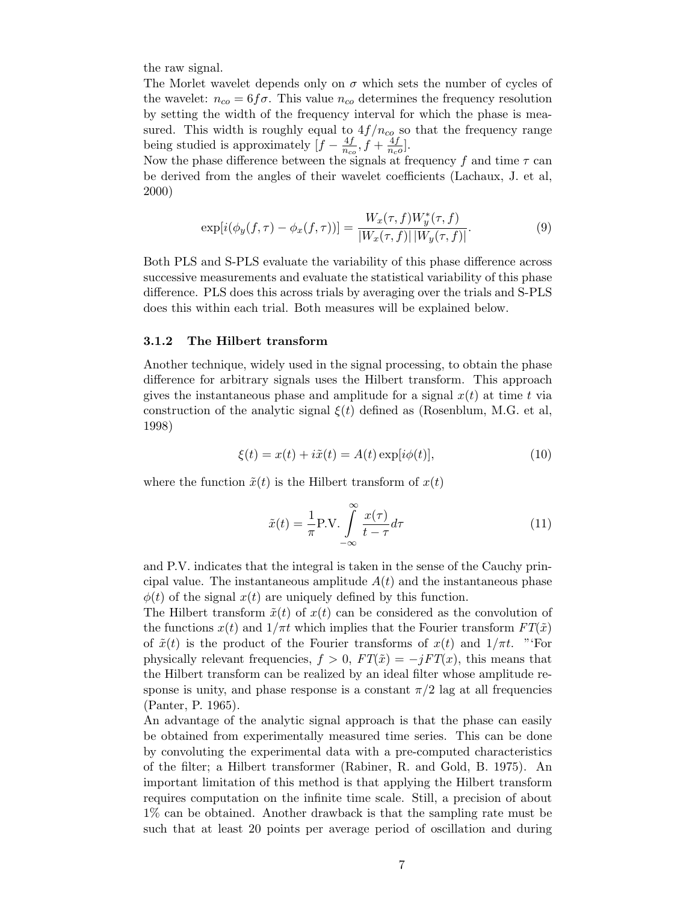the raw signal.

The Morlet wavelet depends only on $\sigma$ which sets the number of cycles of the wavelet: $n_{co} = 6f\sigma$. This value $n_{co}$ determines the frequency resolution by setting the width of the frequency interval for which the phase is measured. This width is roughly equal to $4f/n_{co}$ so that the frequency range being studied is approximately $[f - \frac{4f}{n_{co}}, f + \frac{4f}{n_{c}o}]$.

Now the phase difference between the signals at frequency $f$ and time $\tau$ can be derived from the angles of their wavelet coefficients (Lachaux, J. et al, 2000)

$$\exp[i(\phi_y(f,\tau) - \phi_x(f,\tau))] = \frac{W_x(\tau,f)W_y^*(\tau,f)}{|W_x(\tau,f)|\,|W_y(\tau,f)|}. \tag{9}$$

Both PLS and S-PLS evaluate the variability of this phase difference across successive measurements and evaluate the statistical variability of this phase difference. PLS does this across trials by averaging over the trials and S-PLS does this within each trial. Both measures will be explained below.

### 3.1.2 The Hilbert transform

Another technique, widely used in the signal processing, to obtain the phase difference for arbitrary signals uses the Hilbert transform. This approach gives the instantaneous phase and amplitude for a signal $x(t)$ at time $t$ via construction of the analytic signal $\xi(t)$ defined as (Rosenblum, M.G. et al, 1998)

$$\xi(t) = x(t) + i\tilde{x}(t) = A(t)\exp[i\phi(t)], \tag{10}$$

where the function $\tilde{x}(t)$ is the Hilbert transform of $x(t)$

$$\tilde{x}(t) = \frac{1}{\pi}\text{P.V.}\int_{-\infty}^{\infty}\frac{x(\tau)}{t-\tau}d\tau \tag{11}$$

and P.V. indicates that the integral is taken in the sense of the Cauchy principal value. The instantaneous amplitude $A(t)$ and the instantaneous phase $\phi(t)$ of the signal $x(t)$ are uniquely defined by this function.

The Hilbert transform $\tilde{x}(t)$ of $x(t)$ can be considered as the convolution of the functions $x(t)$ and $1/\pi t$ which implies that the Fourier transform $FT(\tilde{x})$ of $\tilde{x}(t)$ is the product of the Fourier transforms of $x(t)$ and $1/\pi t$. "'For physically relevant frequencies, $f > 0$, $FT(\tilde{x}) = -jFT(x)$, this means that the Hilbert transform can be realized by an ideal filter whose amplitude response is unity, and phase response is a constant $\pi/2$ lag at all frequencies (Panter, P. 1965).

An advantage of the analytic signal approach is that the phase can easily be obtained from experimentally measured time series. This can be done by convoluting the experimental data with a pre-computed characteristics of the filter; a Hilbert transformer (Rabiner, R. and Gold, B. 1975). An important limitation of this method is that applying the Hilbert transform requires computation on the infinite time scale. Still, a precision of about 1% can be obtained. Another drawback is that the sampling rate must be such that at least 20 points per average period of oscillation and during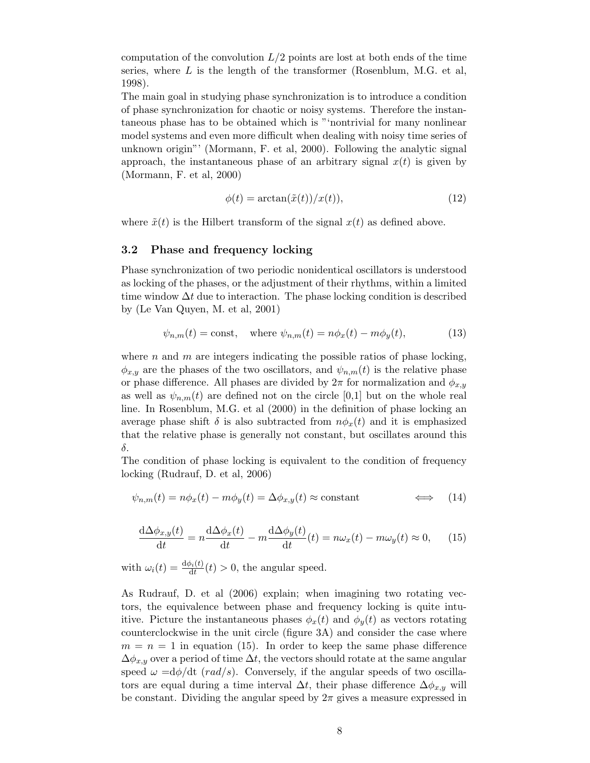computation of the convolution $L/2$ points are lost at both ends of the time series, where $L$ is the length of the transformer (Rosenblum, M.G. et al, 1998).
The main goal in studying phase synchronization is to introduce a condition of phase synchronization for chaotic or noisy systems. Therefore the instantaneous phase has to be obtained which is "'nontrivial for many nonlinear model systems and even more difficult when dealing with noisy time series of unknown origin"' (Mormann, F. et al, 2000). Following the analytic signal approach, the instantaneous phase of an arbitrary signal $x(t)$ is given by (Mormann, F. et al, 2000)

$$\phi(t) = \arctan(\tilde{x}(t))/x(t)), \tag{12}$$

where $\tilde{x}(t)$ is the Hilbert transform of the signal $x(t)$ as defined above.

### 3.2 Phase and frequency locking

Phase synchronization of two periodic nonidentical oscillators is understood as locking of the phases, or the adjustment of their rhythms, within a limited time window $\Delta t$ due to interaction. The phase locking condition is described by (Le Van Quyen, M. et al, 2001)

$$\psi_{n,m}(t) = \text{const}, \quad \text{where } \psi_{n,m}(t) = n\phi_x(t) - m\phi_y(t), \tag{13}$$

where $n$ and $m$ are integers indicating the possible ratios of phase locking, $\phi_{x,y}$ are the phases of the two oscillators, and $\psi_{n,m}(t)$ is the relative phase or phase difference. All phases are divided by $2\pi$ for normalization and $\phi_{x,y}$ as well as $\psi_{n,m}(t)$ are defined not on the circle [0,1] but on the whole real line. In Rosenblum, M.G. et al (2000) in the definition of phase locking an average phase shift $\delta$ is also subtracted from $n\phi_x(t)$ and it is emphasized that the relative phase is generally not constant, but oscillates around this $\delta$.
The condition of phase locking is equivalent to the condition of frequency locking (Rudrauf, D. et al, 2006)

$$\psi_{n,m}(t) = n\phi_x(t) - m\phi_y(t) = \Delta\phi_{x,y}(t) \approx \text{constant} \qquad \Longleftrightarrow \tag{14}$$

$$\frac{\mathrm{d}\Delta\phi_{x,y}(t)}{\mathrm{d}t} = n\frac{\mathrm{d}\Delta\phi_x(t)}{\mathrm{d}t} - m\frac{\mathrm{d}\Delta\phi_y(t)}{\mathrm{d}t}(t) = n\omega_x(t) - m\omega_y(t) \approx 0, \tag{15}$$

with $\omega_i(t) = \frac{\mathrm{d}\phi_i(t)}{\mathrm{d}t}(t) > 0$, the angular speed.

As Rudrauf, D. et al (2006) explain; when imagining two rotating vectors, the equivalence between phase and frequency locking is quite intuitive. Picture the instantaneous phases $\phi_x(t)$ and $\phi_y(t)$ as vectors rotating counterclockwise in the unit circle (figure 3A) and consider the case where $m = n = 1$ in equation (15). In order to keep the same phase difference $\Delta\phi_{x,y}$ over a period of time $\Delta t$, the vectors should rotate at the same angular speed $\omega = \mathrm{d}\phi/\mathrm{d}t$ $(rad/s)$. Conversely, if the angular speeds of two oscillators are equal during a time interval $\Delta t$, their phase difference $\Delta\phi_{x,y}$ will be constant. Dividing the angular speed by $2\pi$ gives a measure expressed in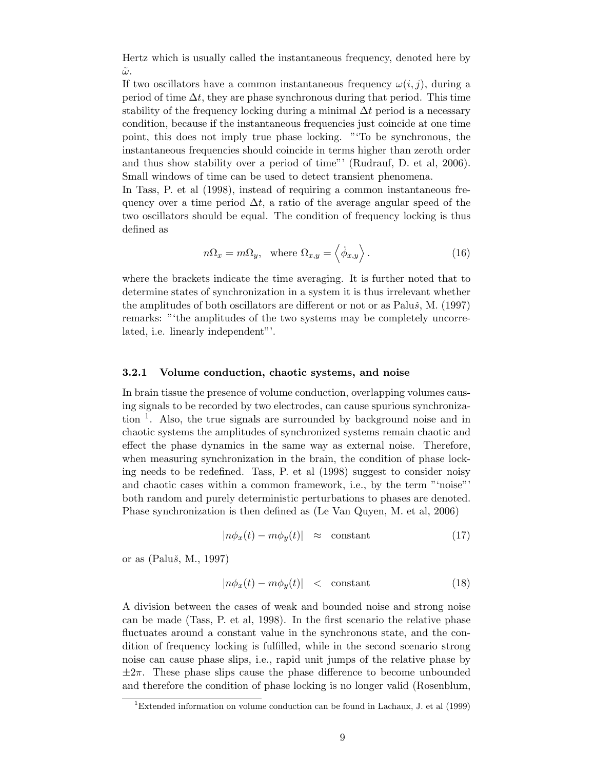Hertz which is usually called the instantaneous frequency, denoted here by $\tilde{\omega}$.

If two oscillators have a common instantaneous frequency $\omega(i, j)$, during a period of time $\Delta t$, they are phase synchronous during that period. This time stability of the frequency locking during a minimal $\Delta t$ period is a necessary condition, because if the instantaneous frequencies just coincide at one time point, this does not imply true phase locking. "'To be synchronous, the instantaneous frequencies should coincide in terms higher than zeroth order and thus show stability over a period of time"' (Rudrauf, D. et al, 2006). Small windows of time can be used to detect transient phenomena.

In Tass, P. et al (1998), instead of requiring a common instantaneous frequency over a time period $\Delta t$, a ratio of the average angular speed of the two oscillators should be equal. The condition of frequency locking is thus defined as

$$n\Omega_x = m\Omega_y, \quad \text{where } \Omega_{x,y} = \left\langle \dot{\phi}_{x,y} \right\rangle . \tag{16}$$

where the brackets indicate the time averaging. It is further noted that to determine states of synchronization in a system it is thus irrelevant whether the amplitudes of both oscillators are different or not or as Paluš, M. (1997) remarks: "'the amplitudes of the two systems may be completely uncorrelated, i.e. linearly independent"'.

### 3.2.1 Volume conduction, chaotic systems, and noise

In brain tissue the presence of volume conduction, overlapping volumes causing signals to be recorded by two electrodes, can cause spurious synchronization [1]. Also, the true signals are surrounded by background noise and in chaotic systems the amplitudes of synchronized systems remain chaotic and effect the phase dynamics in the same way as external noise. Therefore, when measuring synchronization in the brain, the condition of phase locking needs to be redefined. Tass, P. et al (1998) suggest to consider noisy and chaotic cases within a common framework, i.e., by the term "'noise"' both random and purely deterministic perturbations to phases are denoted. Phase synchronization is then defined as (Le Van Quyen, M. et al, 2006)

$$|n\phi_x(t) - m\phi_y(t)| \quad \approx \quad \text{constant} \tag{17}$$

or as (Paluš, M., 1997)

$$|n\phi_x(t) - m\phi_y(t)| \quad < \quad \text{constant} \tag{18}$$

A division between the cases of weak and bounded noise and strong noise can be made (Tass, P. et al, 1998). In the first scenario the relative phase fluctuates around a constant value in the synchronous state, and the condition of frequency locking is fulfilled, while in the second scenario strong noise can cause phase slips, i.e., rapid unit jumps of the relative phase by $\pm 2\pi$. These phase slips cause the phase difference to become unbounded and therefore the condition of phase locking is no longer valid (Rosenblum,

[1] Extended information on volume conduction can be found in Lachaux, J. et al (1999)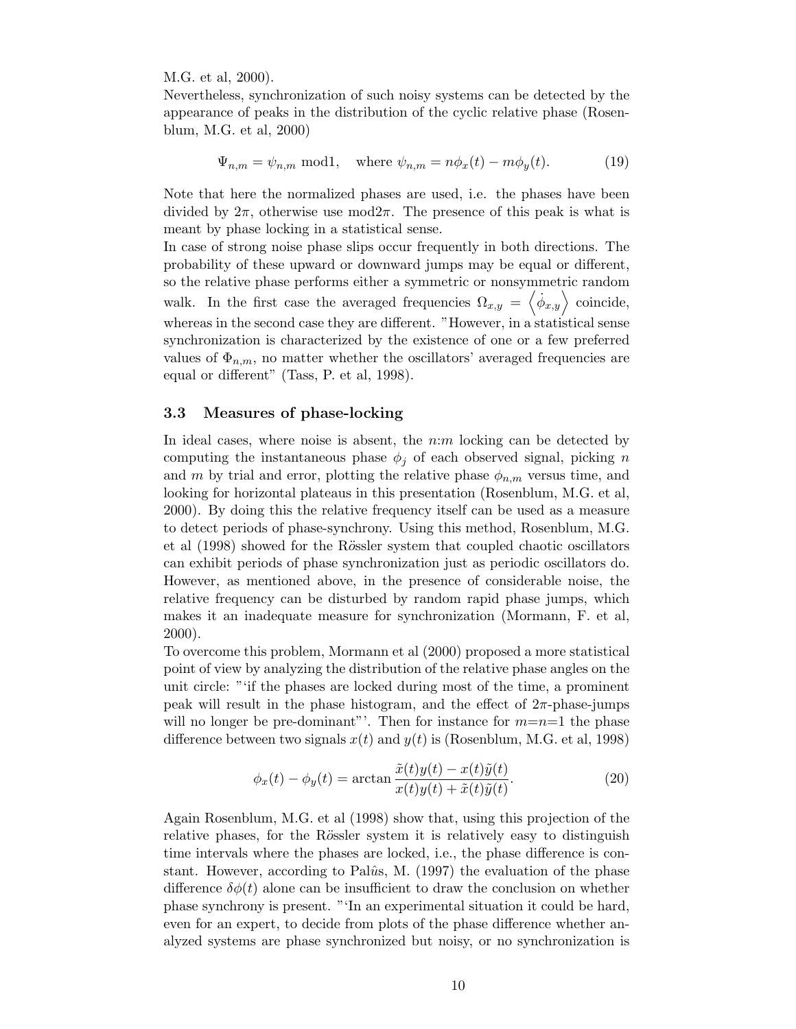M.G. et al, 2000).
Nevertheless, synchronization of such noisy systems can be detected by the appearance of peaks in the distribution of the cyclic relative phase (Rosenblum, M.G. et al, 2000)

$$\Psi_{n,m} = \psi_{n,m} \bmod 1, \quad \text{where } \psi_{n,m} = n\phi_x(t) - m\phi_y(t). \tag{19}$$

Note that here the normalized phases are used, i.e. the phases have been divided by $2\pi$, otherwise use mod$2\pi$. The presence of this peak is what is meant by phase locking in a statistical sense.
In case of strong noise phase slips occur frequently in both directions. The probability of these upward or downward jumps may be equal or different, so the relative phase performs either a symmetric or nonsymmetric random walk. In the first case the averaged frequencies $\Omega_{x,y} = \left\langle \dot{\phi}_{x,y} \right\rangle$ coincide, whereas in the second case they are different. "However, in a statistical sense synchronization is characterized by the existence of one or a few preferred values of $\Phi_{n,m}$, no matter whether the oscillators' averaged frequencies are equal or different" (Tass, P. et al, 1998).

### 3.3 Measures of phase-locking

In ideal cases, where noise is absent, the $n$:$m$ locking can be detected by computing the instantaneous phase $\phi_j$ of each observed signal, picking $n$ and $m$ by trial and error, plotting the relative phase $\phi_{n,m}$ versus time, and looking for horizontal plateaus in this presentation (Rosenblum, M.G. et al, 2000). By doing this the relative frequency itself can be used as a measure to detect periods of phase-synchrony. Using this method, Rosenblum, M.G. et al (1998) showed for the Rössler system that coupled chaotic oscillators can exhibit periods of phase synchronization just as periodic oscillators do. However, as mentioned above, in the presence of considerable noise, the relative frequency can be disturbed by random rapid phase jumps, which makes it an inadequate measure for synchronization (Mormann, F. et al, 2000).
To overcome this problem, Mormann et al (2000) proposed a more statistical point of view by analyzing the distribution of the relative phase angles on the unit circle: "'if the phases are locked during most of the time, a prominent peak will result in the phase histogram, and the effect of $2\pi$-phase-jumps will no longer be pre-dominant"'. Then for instance for $m$=$n$=1 the phase difference between two signals $x(t)$ and $y(t)$ is (Rosenblum, M.G. et al, 1998)

$$\phi_x(t) - \phi_y(t) = \arctan \frac{\tilde{x}(t)y(t) - x(t)\tilde{y}(t)}{x(t)y(t) + \tilde{x}(t)\tilde{y}(t)}. \tag{20}$$

Again Rosenblum, M.G. et al (1998) show that, using this projection of the relative phases, for the Rössler system it is relatively easy to distinguish time intervals where the phases are locked, i.e., the phase difference is constant. However, according to Palûs, M. (1997) the evaluation of the phase difference $\delta\phi(t)$ alone can be insufficient to draw the conclusion on whether phase synchrony is present. "'In an experimental situation it could be hard, even for an expert, to decide from plots of the phase difference whether analyzed systems are phase synchronized but noisy, or no synchronization is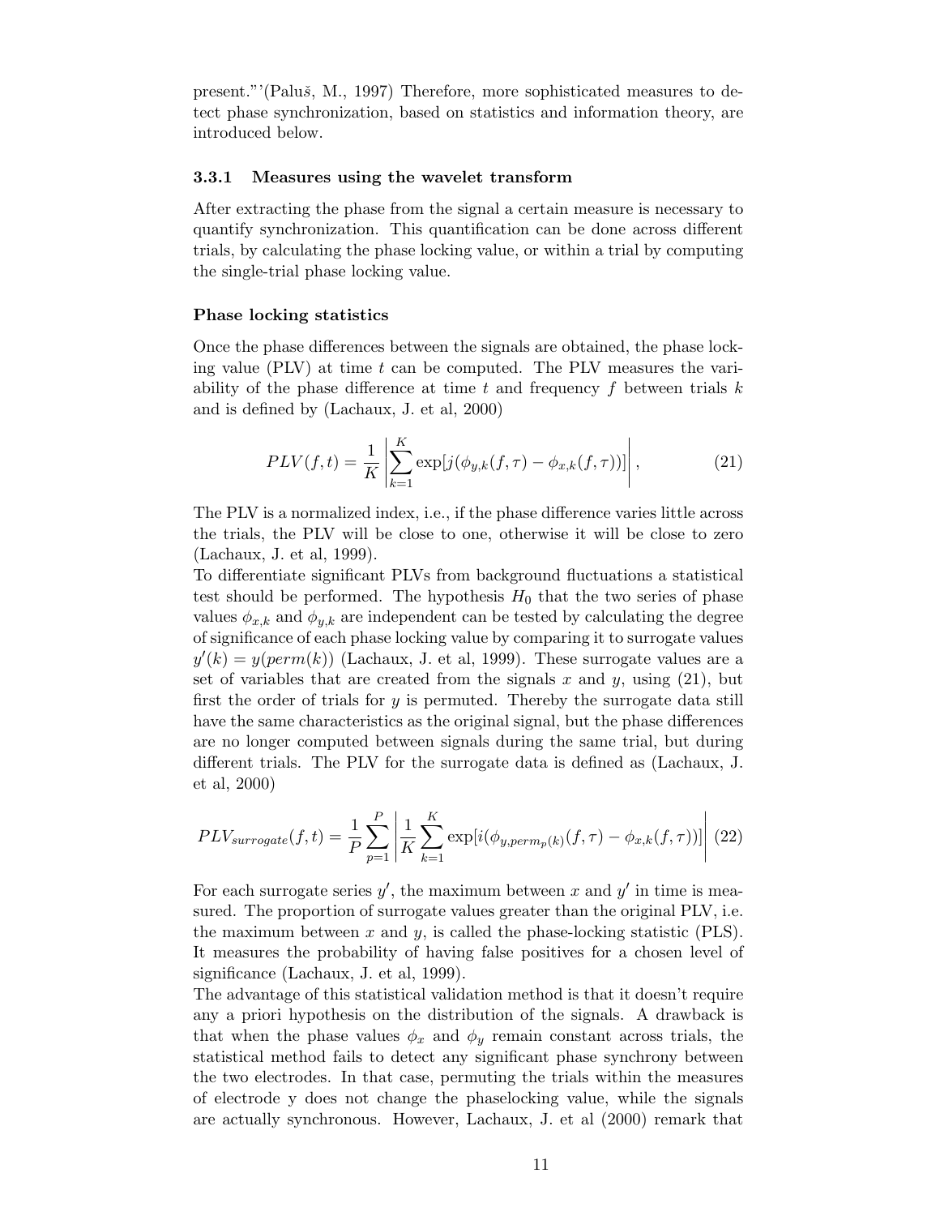present."'(Paluš, M., 1997) Therefore, more sophisticated measures to detect phase synchronization, based on statistics and information theory, are introduced below.

### 3.3.1 Measures using the wavelet transform

After extracting the phase from the signal a certain measure is necessary to quantify synchronization. This quantification can be done across different trials, by calculating the phase locking value, or within a trial by computing the single-trial phase locking value.

#### Phase locking statistics

Once the phase differences between the signals are obtained, the phase locking value (PLV) at time $t$ can be computed. The PLV measures the variability of the phase difference at time $t$ and frequency $f$ between trials $k$ and is defined by (Lachaux, J. et al, 2000)

$$PLV(f,t) = \frac{1}{K}\left|\sum_{k=1}^{K} \exp[j(\phi_{y,k}(f,\tau) - \phi_{x,k}(f,\tau))]\right|, \tag{21}$$

The PLV is a normalized index, i.e., if the phase difference varies little across the trials, the PLV will be close to one, otherwise it will be close to zero (Lachaux, J. et al, 1999).

To differentiate significant PLVs from background fluctuations a statistical test should be performed. The hypothesis $H_0$ that the two series of phase values $\phi_{x,k}$ and $\phi_{y,k}$ are independent can be tested by calculating the degree of significance of each phase locking value by comparing it to surrogate values $y'(k) = y(perm(k))$ (Lachaux, J. et al, 1999). These surrogate values are a set of variables that are created from the signals $x$ and $y$, using (21), but first the order of trials for $y$ is permuted. Thereby the surrogate data still have the same characteristics as the original signal, but the phase differences are no longer computed between signals during the same trial, but during different trials. The PLV for the surrogate data is defined as (Lachaux, J. et al, 2000)

$$PLV_{surrogate}(f,t) = \frac{1}{P}\sum_{p=1}^{P}\left|\frac{1}{K}\sum_{k=1}^{K} \exp[i(\phi_{y,perm_p(k)}(f,\tau) - \phi_{x,k}(f,\tau))]\right| \tag{22}$$

For each surrogate series $y'$, the maximum between $x$ and $y'$ in time is measured. The proportion of surrogate values greater than the original PLV, i.e. the maximum between $x$ and $y$, is called the phase-locking statistic (PLS). It measures the probability of having false positives for a chosen level of significance (Lachaux, J. et al, 1999).

The advantage of this statistical validation method is that it doesn't require any a priori hypothesis on the distribution of the signals. A drawback is that when the phase values $\phi_x$ and $\phi_y$ remain constant across trials, the statistical method fails to detect any significant phase synchrony between the two electrodes. In that case, permuting the trials within the measures of electrode y does not change the phaselocking value, while the signals are actually synchronous. However, Lachaux, J. et al (2000) remark that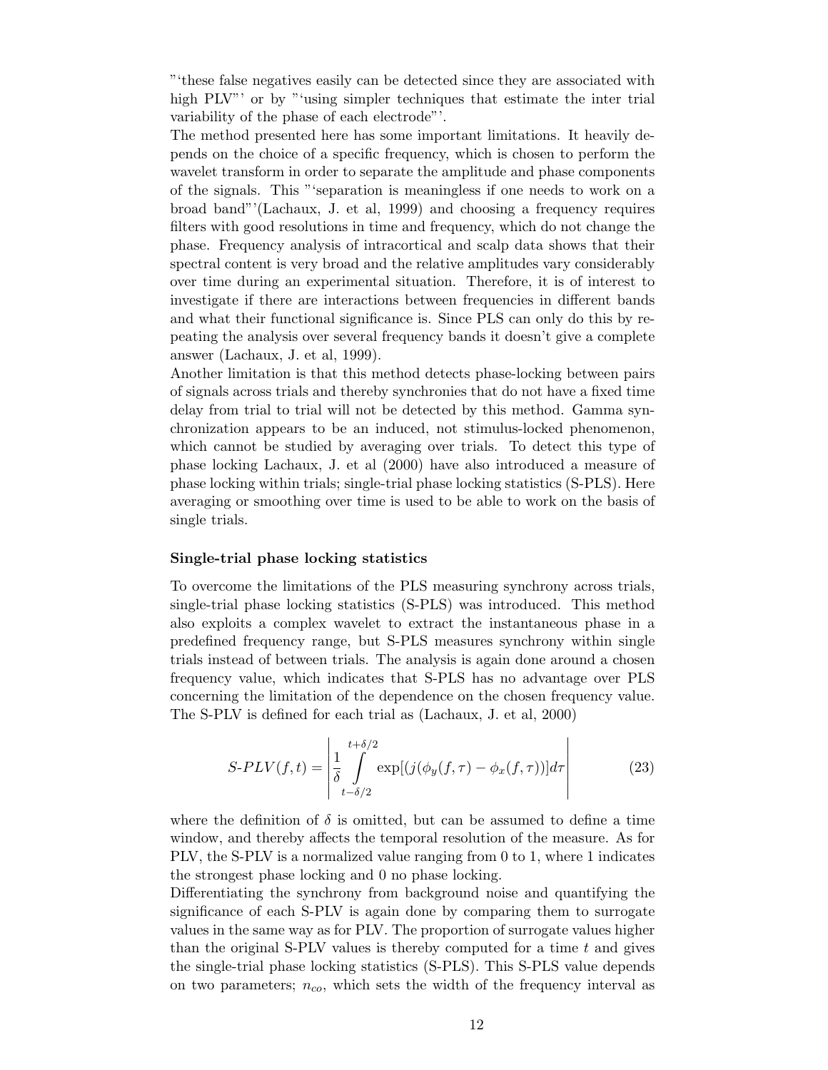"'these false negatives easily can be detected since they are associated with high PLV"' or by "'using simpler techniques that estimate the inter trial variability of the phase of each electrode"'.
The method presented here has some important limitations. It heavily depends on the choice of a specific frequency, which is chosen to perform the wavelet transform in order to separate the amplitude and phase components of the signals. This "'separation is meaningless if one needs to work on a broad band"'(Lachaux, J. et al, 1999) and choosing a frequency requires filters with good resolutions in time and frequency, which do not change the phase. Frequency analysis of intracortical and scalp data shows that their spectral content is very broad and the relative amplitudes vary considerably over time during an experimental situation. Therefore, it is of interest to investigate if there are interactions between frequencies in different bands and what their functional significance is. Since PLS can only do this by repeating the analysis over several frequency bands it doesn't give a complete answer (Lachaux, J. et al, 1999).
Another limitation is that this method detects phase-locking between pairs of signals across trials and thereby synchronies that do not have a fixed time delay from trial to trial will not be detected by this method. Gamma synchronization appears to be an induced, not stimulus-locked phenomenon, which cannot be studied by averaging over trials. To detect this type of phase locking Lachaux, J. et al (2000) have also introduced a measure of phase locking within trials; single-trial phase locking statistics (S-PLS). Here averaging or smoothing over time is used to be able to work on the basis of single trials.

**Single-trial phase locking statistics**

To overcome the limitations of the PLS measuring synchrony across trials, single-trial phase locking statistics (S-PLS) was introduced. This method also exploits a complex wavelet to extract the instantaneous phase in a predefined frequency range, but S-PLS measures synchrony within single trials instead of between trials. The analysis is again done around a chosen frequency value, which indicates that S-PLS has no advantage over PLS concerning the limitation of the dependence on the chosen frequency value. The S-PLV is defined for each trial as (Lachaux, J. et al, 2000)

$$S\text{-}PLV(f,t) = \left| \frac{1}{\delta} \int_{t-\delta/2}^{t+\delta/2} \exp[(j(\phi_y(f,\tau) - \phi_x(f,\tau))] d\tau \right| \tag{23}$$

where the definition of $\delta$ is omitted, but can be assumed to define a time window, and thereby affects the temporal resolution of the measure. As for PLV, the S-PLV is a normalized value ranging from 0 to 1, where 1 indicates the strongest phase locking and 0 no phase locking.
Differentiating the synchrony from background noise and quantifying the significance of each S-PLV is again done by comparing them to surrogate values in the same way as for PLV. The proportion of surrogate values higher than the original S-PLV values is thereby computed for a time $t$ and gives the single-trial phase locking statistics (S-PLS). This S-PLS value depends on two parameters; $n_{co}$, which sets the width of the frequency interval as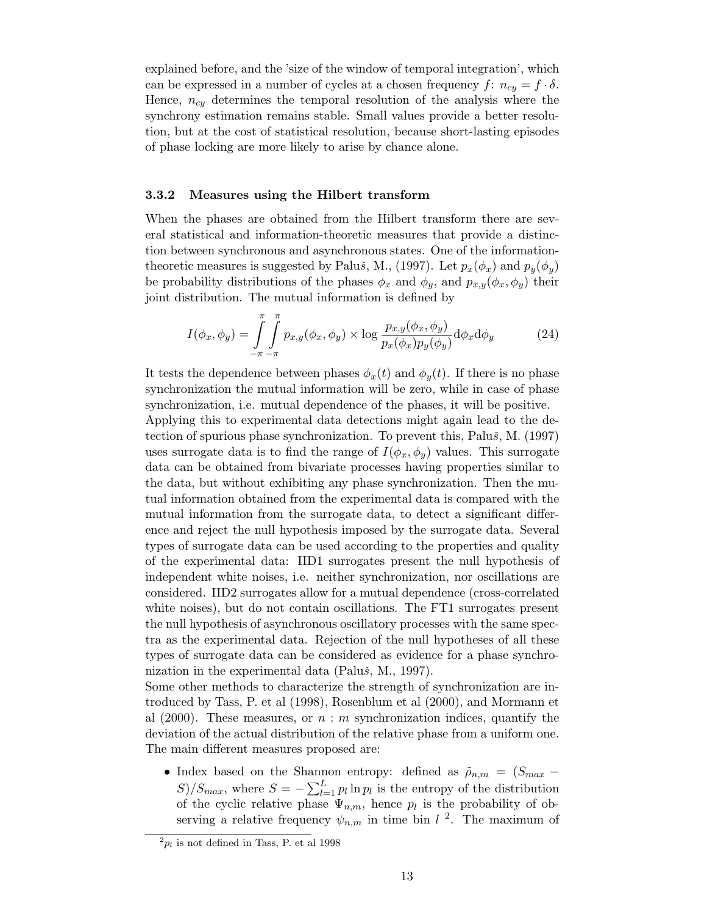explained before, and the 'size of the window of temporal integration', which can be expressed in a number of cycles at a chosen frequency $f$: $n_{cy} = f \cdot \delta$. Hence, $n_{cy}$ determines the temporal resolution of the analysis where the synchrony estimation remains stable. Small values provide a better resolution, but at the cost of statistical resolution, because short-lasting episodes of phase locking are more likely to arise by chance alone.

### 3.3.2 Measures using the Hilbert transform

When the phases are obtained from the Hilbert transform there are several statistical and information-theoretic measures that provide a distinction between synchronous and asynchronous states. One of the information-theoretic measures is suggested by Paluš, M., (1997). Let $p_x(\phi_x)$ and $p_y(\phi_y)$ be probability distributions of the phases $\phi_x$ and $\phi_y$, and $p_{x,y}(\phi_x, \phi_y)$ their joint distribution. The mutual information is defined by

$$I(\phi_x, \phi_y) = \int_{-\pi}^{\pi} \int_{-\pi}^{\pi} p_{x,y}(\phi_x, \phi_y) \times \log \frac{p_{x,y}(\phi_x, \phi_y)}{p_x(\phi_x) p_y(\phi_y)} \mathrm{d}\phi_x \mathrm{d}\phi_y \tag{24}$$

It tests the dependence between phases $\phi_x(t)$ and $\phi_y(t)$. If there is no phase synchronization the mutual information will be zero, while in case of phase synchronization, i.e. mutual dependence of the phases, it will be positive.
Applying this to experimental data detections might again lead to the detection of spurious phase synchronization. To prevent this, Paluš, M. (1997) uses surrogate data is to find the range of $I(\phi_x, \phi_y)$ values. This surrogate data can be obtained from bivariate processes having properties similar to the data, but without exhibiting any phase synchronization. Then the mutual information obtained from the experimental data is compared with the mutual information from the surrogate data, to detect a significant difference and reject the null hypothesis imposed by the surrogate data. Several types of surrogate data can be used according to the properties and quality of the experimental data: IID1 surrogates present the null hypothesis of independent white noises, i.e. neither synchronization, nor oscillations are considered. IID2 surrogates allow for a mutual dependence (cross-correlated white noises), but do not contain oscillations. The FT1 surrogates present the null hypothesis of asynchronous oscillatory processes with the same spectra as the experimental data. Rejection of the null hypotheses of all these types of surrogate data can be considered as evidence for a phase synchronization in the experimental data (Paluš, M., 1997).
Some other methods to characterize the strength of synchronization are introduced by Tass, P. et al (1998), Rosenblum et al (2000), and Mormann et al (2000). These measures, or $n : m$ synchronization indices, quantify the deviation of the actual distribution of the relative phase from a uniform one. The main different measures proposed are:

- Index based on the Shannon entropy: defined as $\tilde{\rho}_{n,m} = (S_{max} - S)/S_{max}$, where $S = -\sum_{l=1}^{L} p_l \ln p_l$ is the entropy of the distribution of the cyclic relative phase $\Psi_{n,m}$, hence $p_l$ is the probability of observing a relative frequency $\psi_{n,m}$ in time bin $l$ [2]. The maximum of

[2] $p_l$ is not defined in Tass, P. et al 1998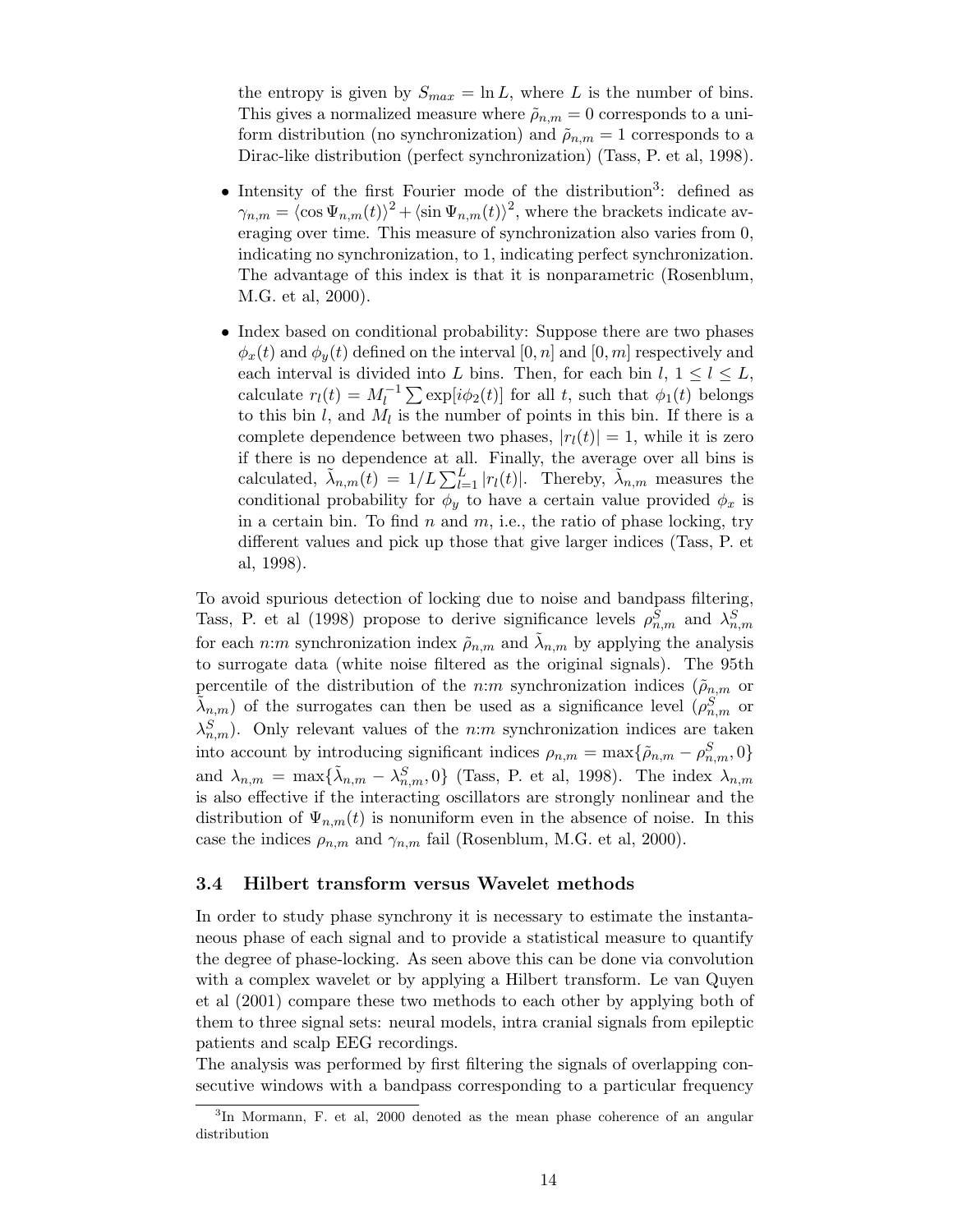the entropy is given by $S_{max} = \ln L$, where $L$ is the number of bins. This gives a normalized measure where $\tilde{\rho}_{n,m} = 0$ corresponds to a uniform distribution (no synchronization) and $\tilde{\rho}_{n,m} = 1$ corresponds to a Dirac-like distribution (perfect synchronization) (Tass, P. et al, 1998).

- Intensity of the first Fourier mode of the distribution[3]: defined as $\gamma_{n,m} = \langle \cos \Psi_{n,m}(t) \rangle^2 + \langle \sin \Psi_{n,m}(t) \rangle^2$, where the brackets indicate averaging over time. This measure of synchronization also varies from 0, indicating no synchronization, to 1, indicating perfect synchronization. The advantage of this index is that it is nonparametric (Rosenblum, M.G. et al, 2000).

- Index based on conditional probability: Suppose there are two phases $\phi_x(t)$ and $\phi_y(t)$ defined on the interval $[0, n]$ and $[0, m]$ respectively and each interval is divided into $L$ bins. Then, for each bin $l$, $1 \leq l \leq L$, calculate $r_l(t) = M_l^{-1} \sum \exp[i\phi_2(t)]$ for all $t$, such that $\phi_1(t)$ belongs to this bin $l$, and $M_l$ is the number of points in this bin. If there is a complete dependence between two phases, $|r_l(t)| = 1$, while it is zero if there is no dependence at all. Finally, the average over all bins is calculated, $\tilde{\lambda}_{n,m}(t) = 1/L \sum_{l=1}^{L} |r_l(t)|$. Thereby, $\tilde{\lambda}_{n,m}$ measures the conditional probability for $\phi_y$ to have a certain value provided $\phi_x$ is in a certain bin. To find $n$ and $m$, i.e., the ratio of phase locking, try different values and pick up those that give larger indices (Tass, P. et al, 1998).

To avoid spurious detection of locking due to noise and bandpass filtering, Tass, P. et al (1998) propose to derive significance levels $\rho^S_{n,m}$ and $\lambda^S_{n,m}$ for each $n$:$m$ synchronization index $\tilde{\rho}_{n,m}$ and $\tilde{\lambda}_{n,m}$ by applying the analysis to surrogate data (white noise filtered as the original signals). The 95th percentile of the distribution of the $n$:$m$ synchronization indices ($\tilde{\rho}_{n,m}$ or $\tilde{\lambda}_{n,m}$) of the surrogates can then be used as a significance level ($\rho^S_{n,m}$ or $\lambda^S_{n,m}$). Only relevant values of the $n$:$m$ synchronization indices are taken into account by introducing significant indices $\rho_{n,m} = \max\{\tilde{\rho}_{n,m} - \rho^S_{n,m}, 0\}$ and $\lambda_{n,m} = \max\{\tilde{\lambda}_{n,m} - \lambda^S_{n,m}, 0\}$ (Tass, P. et al, 1998). The index $\lambda_{n,m}$ is also effective if the interacting oscillators are strongly nonlinear and the distribution of $\Psi_{n,m}(t)$ is nonuniform even in the absence of noise. In this case the indices $\rho_{n,m}$ and $\gamma_{n,m}$ fail (Rosenblum, M.G. et al, 2000).

### 3.4 Hilbert transform versus Wavelet methods

In order to study phase synchrony it is necessary to estimate the instantaneous phase of each signal and to provide a statistical measure to quantify the degree of phase-locking. As seen above this can be done via convolution with a complex wavelet or by applying a Hilbert transform. Le van Quyen et al (2001) compare these two methods to each other by applying both of them to three signal sets: neural models, intra cranial signals from epileptic patients and scalp EEG recordings.
The analysis was performed by first filtering the signals of overlapping consecutive windows with a bandpass corresponding to a particular frequency

[3] In Mormann, F. et al, 2000 denoted as the mean phase coherence of an angular distribution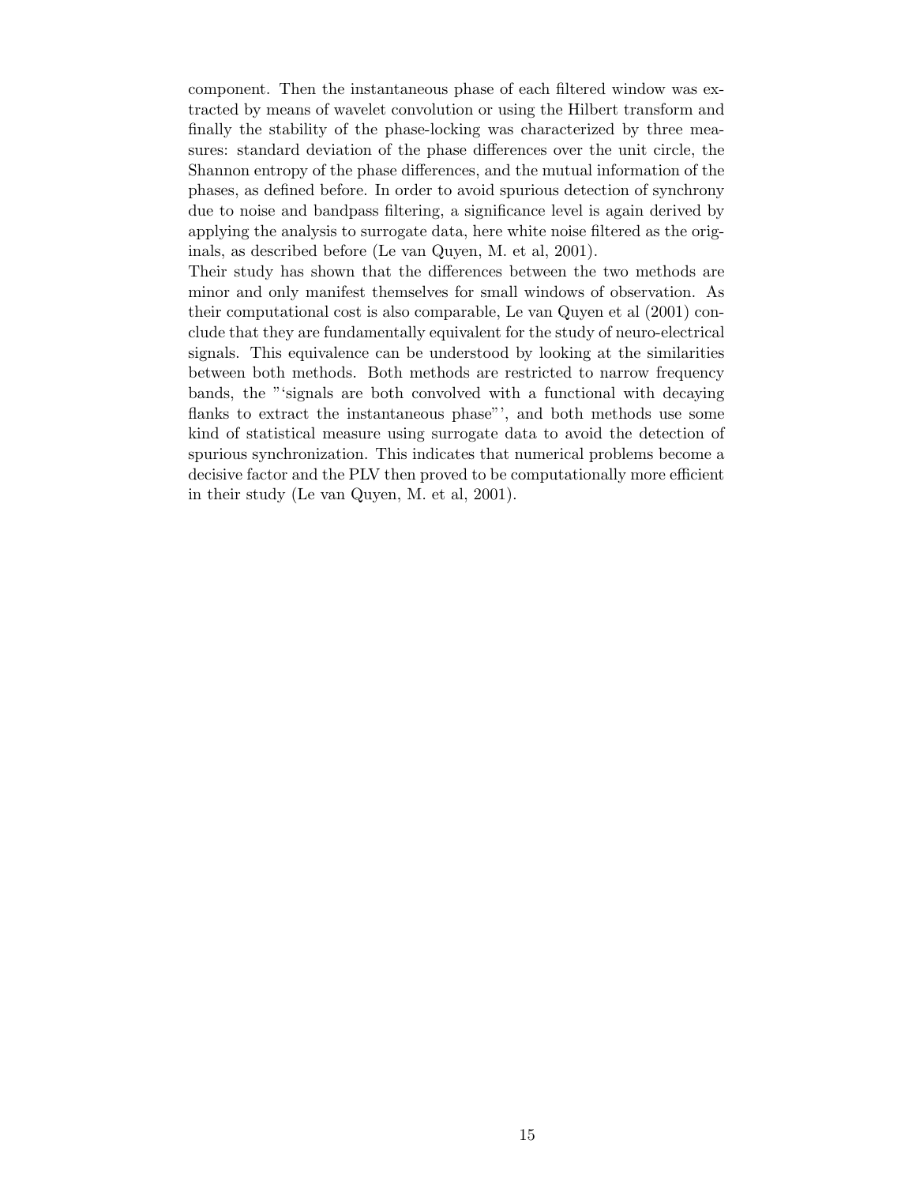component. Then the instantaneous phase of each filtered window was extracted by means of wavelet convolution or using the Hilbert transform and finally the stability of the phase-locking was characterized by three measures: standard deviation of the phase differences over the unit circle, the Shannon entropy of the phase differences, and the mutual information of the phases, as defined before. In order to avoid spurious detection of synchrony due to noise and bandpass filtering, a significance level is again derived by applying the analysis to surrogate data, here white noise filtered as the originals, as described before (Le van Quyen, M. et al, 2001).

Their study has shown that the differences between the two methods are minor and only manifest themselves for small windows of observation. As their computational cost is also comparable, Le van Quyen et al (2001) conclude that they are fundamentally equivalent for the study of neuro-electrical signals. This equivalence can be understood by looking at the similarities between both methods. Both methods are restricted to narrow frequency bands, the "'signals are both convolved with a functional with decaying flanks to extract the instantaneous phase"', and both methods use some kind of statistical measure using surrogate data to avoid the detection of spurious synchronization. This indicates that numerical problems become a decisive factor and the PLV then proved to be computationally more efficient in their study (Le van Quyen, M. et al, 2001).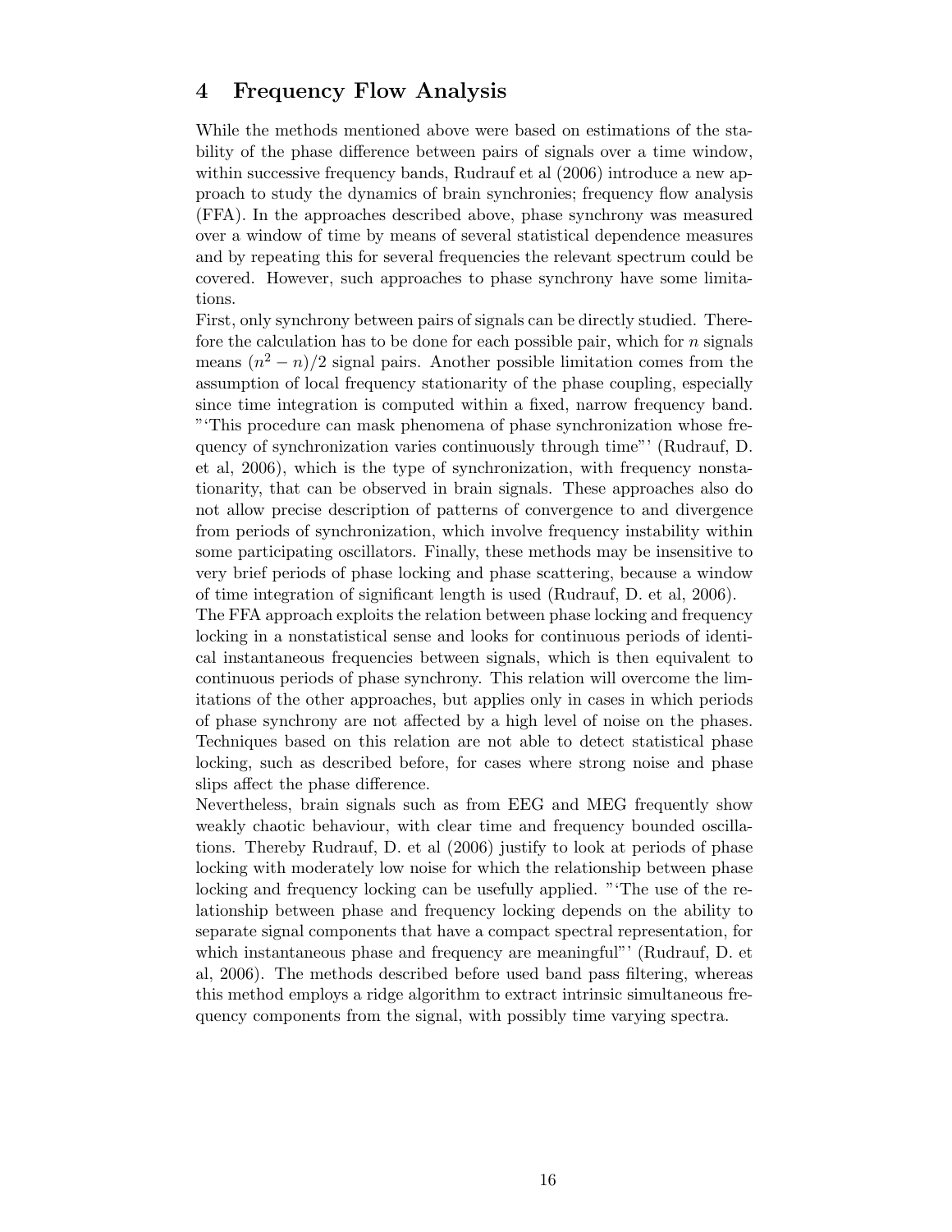## 4 Frequency Flow Analysis

While the methods mentioned above were based on estimations of the stability of the phase difference between pairs of signals over a time window, within successive frequency bands, Rudrauf et al (2006) introduce a new approach to study the dynamics of brain synchronies; frequency flow analysis (FFA). In the approaches described above, phase synchrony was measured over a window of time by means of several statistical dependence measures and by repeating this for several frequencies the relevant spectrum could be covered. However, such approaches to phase synchrony have some limitations.

First, only synchrony between pairs of signals can be directly studied. Therefore the calculation has to be done for each possible pair, which for $n$ signals means $(n^2 - n)/2$ signal pairs. Another possible limitation comes from the assumption of local frequency stationarity of the phase coupling, especially since time integration is computed within a fixed, narrow frequency band. "'This procedure can mask phenomena of phase synchronization whose frequency of synchronization varies continuously through time"' (Rudrauf, D. et al, 2006), which is the type of synchronization, with frequency nonstationarity, that can be observed in brain signals. These approaches also do not allow precise description of patterns of convergence to and divergence from periods of synchronization, which involve frequency instability within some participating oscillators. Finally, these methods may be insensitive to very brief periods of phase locking and phase scattering, because a window of time integration of significant length is used (Rudrauf, D. et al, 2006).

The FFA approach exploits the relation between phase locking and frequency locking in a nonstatistical sense and looks for continuous periods of identical instantaneous frequencies between signals, which is then equivalent to continuous periods of phase synchrony. This relation will overcome the limitations of the other approaches, but applies only in cases in which periods of phase synchrony are not affected by a high level of noise on the phases. Techniques based on this relation are not able to detect statistical phase locking, such as described before, for cases where strong noise and phase slips affect the phase difference.

Nevertheless, brain signals such as from EEG and MEG frequently show weakly chaotic behaviour, with clear time and frequency bounded oscillations. Thereby Rudrauf, D. et al (2006) justify to look at periods of phase locking with moderately low noise for which the relationship between phase locking and frequency locking can be usefully applied. "'The use of the relationship between phase and frequency locking depends on the ability to separate signal components that have a compact spectral representation, for which instantaneous phase and frequency are meaningful"' (Rudrauf, D. et al, 2006). The methods described before used band pass filtering, whereas this method employs a ridge algorithm to extract intrinsic simultaneous frequency components from the signal, with possibly time varying spectra.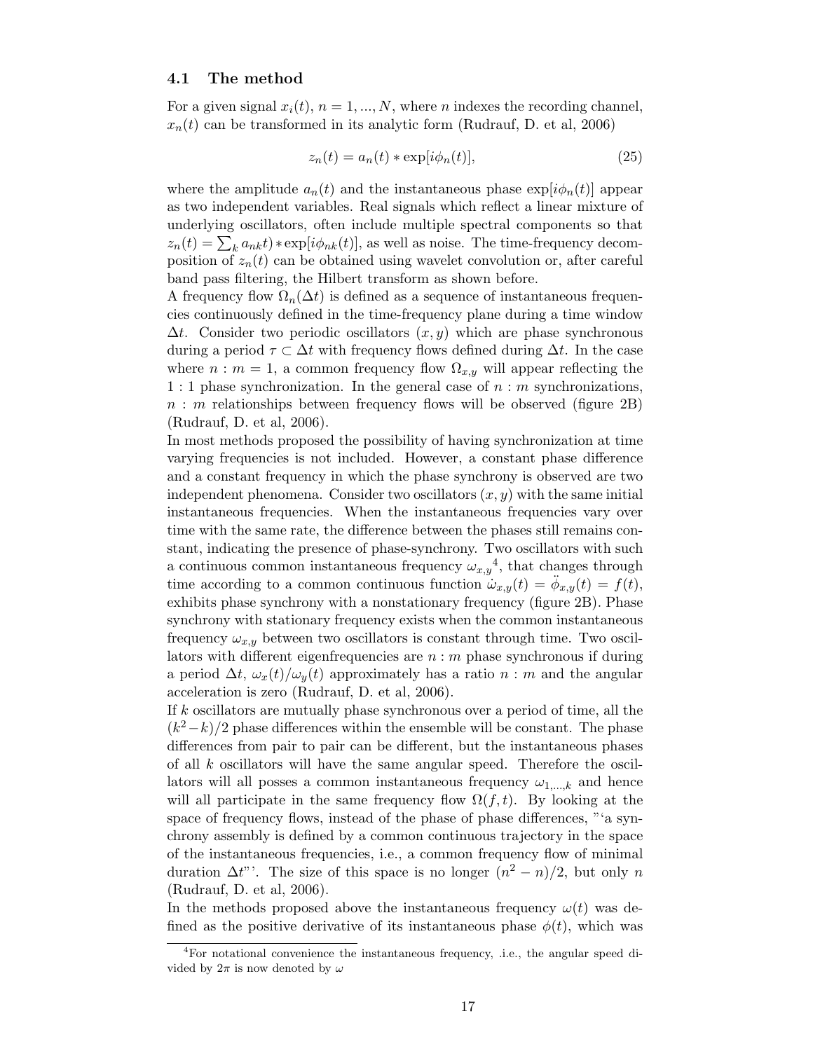### 4.1 The method

For a given signal $x_i(t)$, $n = 1, ..., N$, where $n$ indexes the recording channel, $x_n(t)$ can be transformed in its analytic form (Rudrauf, D. et al, 2006)

$$z_n(t) = a_n(t) * \exp[i\phi_n(t)], \tag{25}$$

where the amplitude $a_n(t)$ and the instantaneous phase $\exp[i\phi_n(t)]$ appear as two independent variables. Real signals which reflect a linear mixture of underlying oscillators, often include multiple spectral components so that $z_n(t) = \sum_k a_{nk}t) * \exp[i\phi_{nk}(t)]$, as well as noise. The time-frequency decomposition of $z_n(t)$ can be obtained using wavelet convolution or, after careful band pass filtering, the Hilbert transform as shown before.

A frequency flow $\Omega_n(\Delta t)$ is defined as a sequence of instantaneous frequencies continuously defined in the time-frequency plane during a time window $\Delta t$. Consider two periodic oscillators $(x, y)$ which are phase synchronous during a period $\tau \subset \Delta t$ with frequency flows defined during $\Delta t$. In the case where $n : m = 1$, a common frequency flow $\Omega_{x,y}$ will appear reflecting the $1 : 1$ phase synchronization. In the general case of $n : m$ synchronizations, $n : m$ relationships between frequency flows will be observed (figure 2B) (Rudrauf, D. et al, 2006).

In most methods proposed the possibility of having synchronization at time varying frequencies is not included. However, a constant phase difference and a constant frequency in which the phase synchrony is observed are two independent phenomena. Consider two oscillators $(x, y)$ with the same initial instantaneous frequencies. When the instantaneous frequencies vary over time with the same rate, the difference between the phases still remains constant, indicating the presence of phase-synchrony. Two oscillators with such a continuous common instantaneous frequency ${\omega_{x,y}}$[4], that changes through time according to a common continuous function $\dot{\omega}_{x,y}(t) = \ddot{\phi}_{x,y}(t) = f(t)$, exhibits phase synchrony with a nonstationary frequency (figure 2B). Phase synchrony with stationary frequency exists when the common instantaneous frequency $\omega_{x,y}$ between two oscillators is constant through time. Two oscillators with different eigenfrequencies are $n : m$ phase synchronous if during a period $\Delta t$, $\omega_x(t)/\omega_y(t)$ approximately has a ratio $n : m$ and the angular acceleration is zero (Rudrauf, D. et al, 2006).

If $k$ oscillators are mutually phase synchronous over a period of time, all the $(k^2 - k)/2$ phase differences within the ensemble will be constant. The phase differences from pair to pair can be different, but the instantaneous phases of all $k$ oscillators will have the same angular speed. Therefore the oscillators will all posses a common instantaneous frequency $\omega_{1,...,k}$ and hence will all participate in the same frequency flow $\Omega(f, t)$. By looking at the space of frequency flows, instead of the phase of phase differences, "'a synchrony assembly is defined by a common continuous trajectory in the space of the instantaneous frequencies, i.e., a common frequency flow of minimal duration $\Delta t$"'. The size of this space is no longer $(n^2 - n)/2$, but only $n$ (Rudrauf, D. et al, 2006).

In the methods proposed above the instantaneous frequency $\omega(t)$ was defined as the positive derivative of its instantaneous phase $\phi(t)$, which was

[4] For notational convenience the instantaneous frequency, .i.e., the angular speed divided by $2\pi$ is now denoted by $\omega$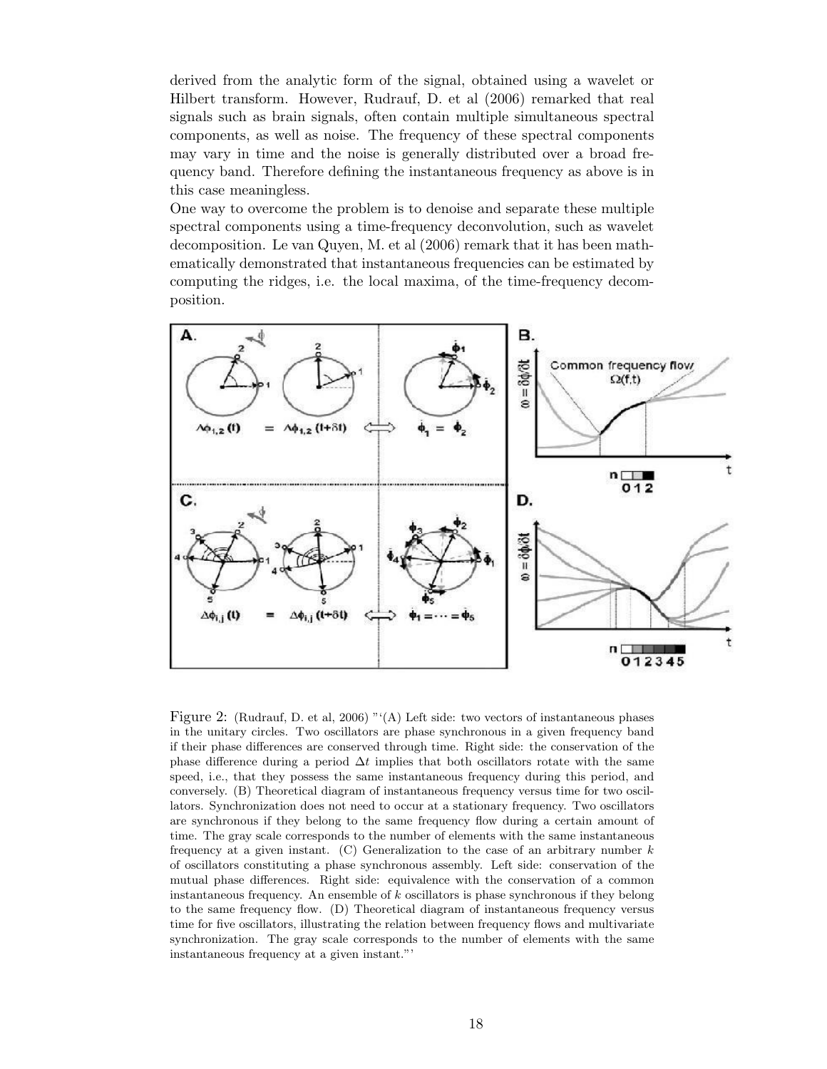derived from the analytic form of the signal, obtained using a wavelet or Hilbert transform. However, Rudrauf, D. et al (2006) remarked that real signals such as brain signals, often contain multiple simultaneous spectral components, as well as noise. The frequency of these spectral components may vary in time and the noise is generally distributed over a broad frequency band. Therefore defining the instantaneous frequency as above is in this case meaningless.

One way to overcome the problem is to denoise and separate these multiple spectral components using a time-frequency deconvolution, such as wavelet decomposition. Le van Quyen, M. et al (2006) remark that it has been mathematically demonstrated that instantaneous frequencies can be estimated by computing the ridges, i.e. the local maxima, of the time-frequency decomposition.

Figure 2: (Rudrauf, D. et al, 2006) "'(A) Left side: two vectors of instantaneous phases in the unitary circles. Two oscillators are phase synchronous in a given frequency band if their phase differences are conserved through time. Right side: the conservation of the phase difference during a period $\Delta t$ implies that both oscillators rotate with the same speed, i.e., that they possess the same instantaneous frequency during this period, and conversely. (B) Theoretical diagram of instantaneous frequency versus time for two oscillators. Synchronization does not need to occur at a stationary frequency. Two oscillators are synchronous if they belong to the same frequency flow during a certain amount of time. The gray scale corresponds to the number of elements with the same instantaneous frequency at a given instant. (C) Generalization to the case of an arbitrary number $k$ of oscillators constituting a phase synchronous assembly. Left side: conservation of the mutual phase differences. Right side: equivalence with the conservation of a common instantaneous frequency. An ensemble of $k$ oscillators is phase synchronous if they belong to the same frequency flow. (D) Theoretical diagram of instantaneous frequency versus time for five oscillators, illustrating the relation between frequency flows and multivariate synchronization. The gray scale corresponds to the number of elements with the same instantaneous frequency at a given instant."'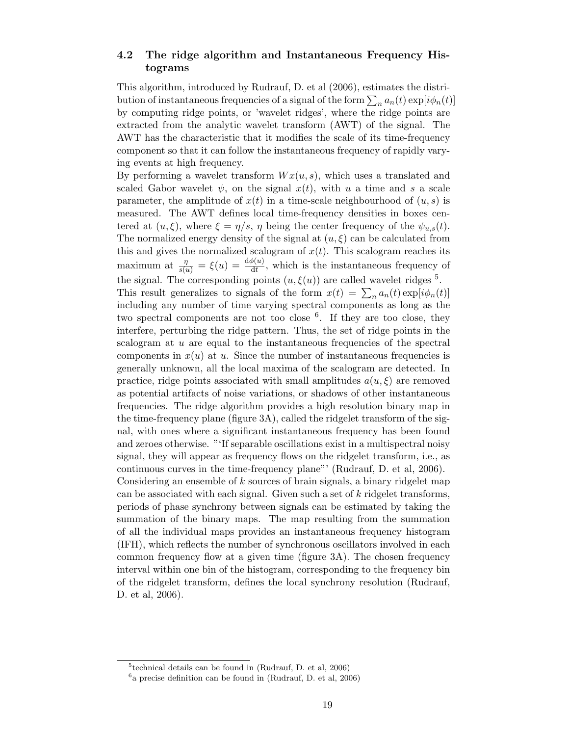### 4.2 The ridge algorithm and Instantaneous Frequency Histograms

This algorithm, introduced by Rudrauf, D. et al (2006), estimates the distribution of instantaneous frequencies of a signal of the form $\sum_n a_n(t) \exp[i\phi_n(t)]$ by computing ridge points, or 'wavelet ridges', where the ridge points are extracted from the analytic wavelet transform (AWT) of the signal. The AWT has the characteristic that it modifies the scale of its time-frequency component so that it can follow the instantaneous frequency of rapidly varying events at high frequency.

By performing a wavelet transform $Wx(u, s)$, which uses a translated and scaled Gabor wavelet $\psi$, on the signal $x(t)$, with $u$ a time and $s$ a scale parameter, the amplitude of $x(t)$ in a time-scale neighbourhood of $(u, s)$ is measured. The AWT defines local time-frequency densities in boxes centered at $(u, \xi)$, where $\xi = \eta/s$, $\eta$ being the center frequency of the $\psi_{u,s}(t)$. The normalized energy density of the signal at $(u, \xi)$ can be calculated from this and gives the normalized scalogram of $x(t)$. This scalogram reaches its maximum at $\frac{\eta}{s(u)} = \xi(u) = \frac{\mathrm{d}\phi(u)}{\mathrm{d}t}$, which is the instantaneous frequency of the signal. The corresponding points $(u, \xi(u))$ are called wavelet ridges [5].

This result generalizes to signals of the form $x(t) = \sum_n a_n(t) \exp[i\phi_n(t)]$ including any number of time varying spectral components as long as the two spectral components are not too close [6]. If they are too close, they interfere, perturbing the ridge pattern. Thus, the set of ridge points in the scalogram at $u$ are equal to the instantaneous frequencies of the spectral components in $x(u)$ at $u$. Since the number of instantaneous frequencies is generally unknown, all the local maxima of the scalogram are detected. In practice, ridge points associated with small amplitudes $a(u, \xi)$ are removed as potential artifacts of noise variations, or shadows of other instantaneous frequencies. The ridge algorithm provides a high resolution binary map in the time-frequency plane (figure 3A), called the ridgelet transform of the signal, with ones where a significant instantaneous frequency has been found and zeroes otherwise. "'If separable oscillations exist in a multispectral noisy signal, they will appear as frequency flows on the ridgelet transform, i.e., as continuous curves in the time-frequency plane"' (Rudrauf, D. et al, 2006).

Considering an ensemble of $k$ sources of brain signals, a binary ridgelet map can be associated with each signal. Given such a set of $k$ ridgelet transforms, periods of phase synchrony between signals can be estimated by taking the summation of the binary maps. The map resulting from the summation of all the individual maps provides an instantaneous frequency histogram (IFH), which reflects the number of synchronous oscillators involved in each common frequency flow at a given time (figure 3A). The chosen frequency interval within one bin of the histogram, corresponding to the frequency bin of the ridgelet transform, defines the local synchrony resolution (Rudrauf, D. et al, 2006).

---

[5] technical details can be found in (Rudrauf, D. et al, 2006)

[6] a precise definition can be found in (Rudrauf, D. et al, 2006)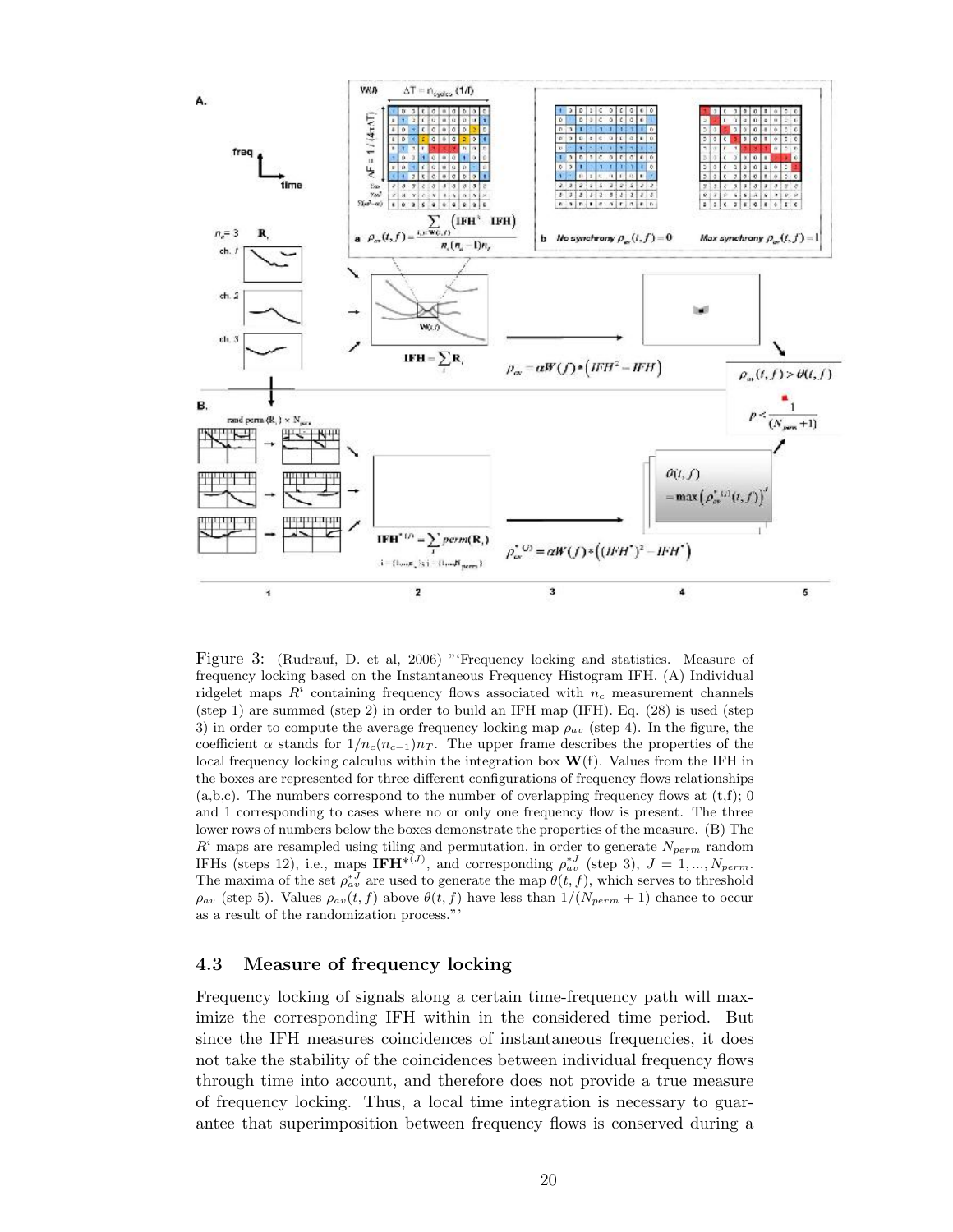Figure 3: (Rudrauf, D. et al, 2006) "'Frequency locking and statistics. Measure of frequency locking based on the Instantaneous Frequency Histogram IFH. (A) Individual ridgelet maps $R^i$ containing frequency flows associated with $n_c$ measurement channels (step 1) are summed (step 2) in order to build an IFH map (IFH). Eq. (28) is used (step 3) in order to compute the average frequency locking map $\rho_{av}$ (step 4). In the figure, the coefficient $\alpha$ stands for $1/n_c(n_{c-1})n_T$. The upper frame describes the properties of the local frequency locking calculus within the integration box $\mathbf{W}$(f). Values from the IFH in the boxes are represented for three different configurations of frequency flows relationships (a,b,c). The numbers correspond to the number of overlapping frequency flows at (t,f); 0 and 1 corresponding to cases where no or only one frequency flow is present. The three lower rows of numbers below the boxes demonstrate the properties of the measure. (B) The $R^i$ maps are resampled using tiling and permutation, in order to generate $N_{perm}$ random IFHs (steps 12), i.e., maps $\mathbf{IFH}^{*(J)}$, and corresponding $\rho_{av}^{*J}$ (step 3), $J = 1, ..., N_{perm}$. The maxima of the set $\rho_{av}^{*J}$ are used to generate the map $\theta(t, f)$, which serves to threshold $\rho_{av}$ (step 5). Values $\rho_{av}(t, f)$ above $\theta(t, f)$ have less than $1/(N_{perm} + 1)$ chance to occur as a result of the randomization process."'

### 4.3 Measure of frequency locking

Frequency locking of signals along a certain time-frequency path will maximize the corresponding IFH within in the considered time period. But since the IFH measures coincidences of instantaneous frequencies, it does not take the stability of the coincidences between individual frequency flows through time into account, and therefore does not provide a true measure of frequency locking. Thus, a local time integration is necessary to guarantee that superimposition between frequency flows is conserved during a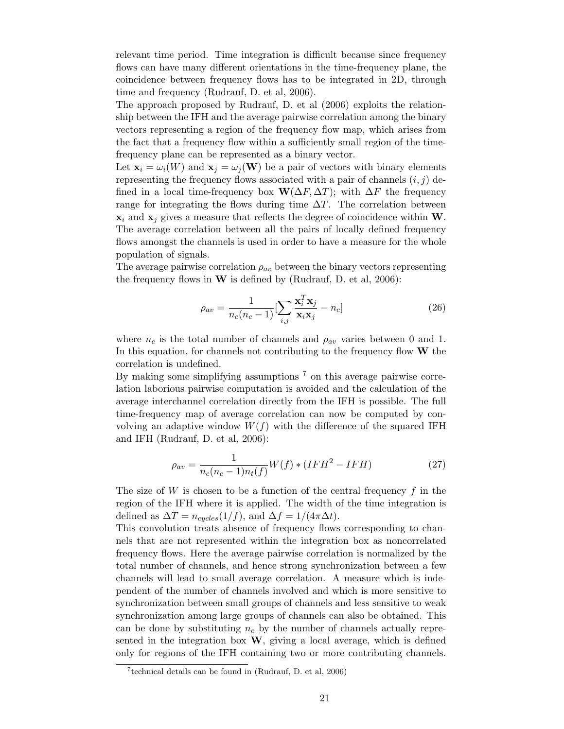relevant time period. Time integration is difficult because since frequency flows can have many different orientations in the time-frequency plane, the coincidence between frequency flows has to be integrated in 2D, through time and frequency (Rudrauf, D. et al, 2006).

The approach proposed by Rudrauf, D. et al (2006) exploits the relationship between the IFH and the average pairwise correlation among the binary vectors representing a region of the frequency flow map, which arises from the fact that a frequency flow within a sufficiently small region of the time-frequency plane can be represented as a binary vector.

Let $\mathbf{x}_i = \omega_i(W)$ and $\mathbf{x}_j = \omega_j(\mathbf{W})$ be a pair of vectors with binary elements representing the frequency flows associated with a pair of channels $(i, j)$ defined in a local time-frequency box $\mathbf{W}(\Delta F, \Delta T)$; with $\Delta F$ the frequency range for integrating the flows during time $\Delta T$. The correlation between $\mathbf{x}_i$ and $\mathbf{x}_j$ gives a measure that reflects the degree of coincidence within $\mathbf{W}$. The average correlation between all the pairs of locally defined frequency flows amongst the channels is used in order to have a measure for the whole population of signals.

The average pairwise correlation $\rho_{av}$ between the binary vectors representing the frequency flows in $\mathbf{W}$ is defined by (Rudrauf, D. et al, 2006):

$$\rho_{av} = \frac{1}{n_c(n_c-1)}[\sum_{i,j} \frac{\mathbf{x}_i^T \mathbf{x}_j}{\mathbf{x}_i \mathbf{x}_j} - n_c] \tag{26}$$

where $n_c$ is the total number of channels and $\rho_{av}$ varies between 0 and 1. In this equation, for channels not contributing to the frequency flow $\mathbf{W}$ the correlation is undefined.

By making some simplifying assumptions [7] on this average pairwise correlation laborious pairwise computation is avoided and the calculation of the average interchannel correlation directly from the IFH is possible. The full time-frequency map of average correlation can now be computed by convolving an adaptive window $W(f)$ with the difference of the squared IFH and IFH (Rudrauf, D. et al, 2006):

$$\rho_{av} = \frac{1}{n_c(n_c-1)n_t(f)} W(f) * (IFH^2 - IFH) \tag{27}$$

The size of $W$ is chosen to be a function of the central frequency $f$ in the region of the IFH where it is applied. The width of the time integration is defined as $\Delta T = n_{cycles}(1/f)$, and $\Delta f = 1/(4\pi\Delta t)$.

This convolution treats absence of frequency flows corresponding to channels that are not represented within the integration box as noncorrelated frequency flows. Here the average pairwise correlation is normalized by the total number of channels, and hence strong synchronization between a few channels will lead to small average correlation. A measure which is independent of the number of channels involved and which is more sensitive to synchronization between small groups of channels and less sensitive to weak synchronization among large groups of channels can also be obtained. This can be done by substituting $n_c$ by the number of channels actually represented in the integration box $\mathbf{W}$, giving a local average, which is defined only for regions of the IFH containing two or more contributing channels.

[7] technical details can be found in (Rudrauf, D. et al, 2006)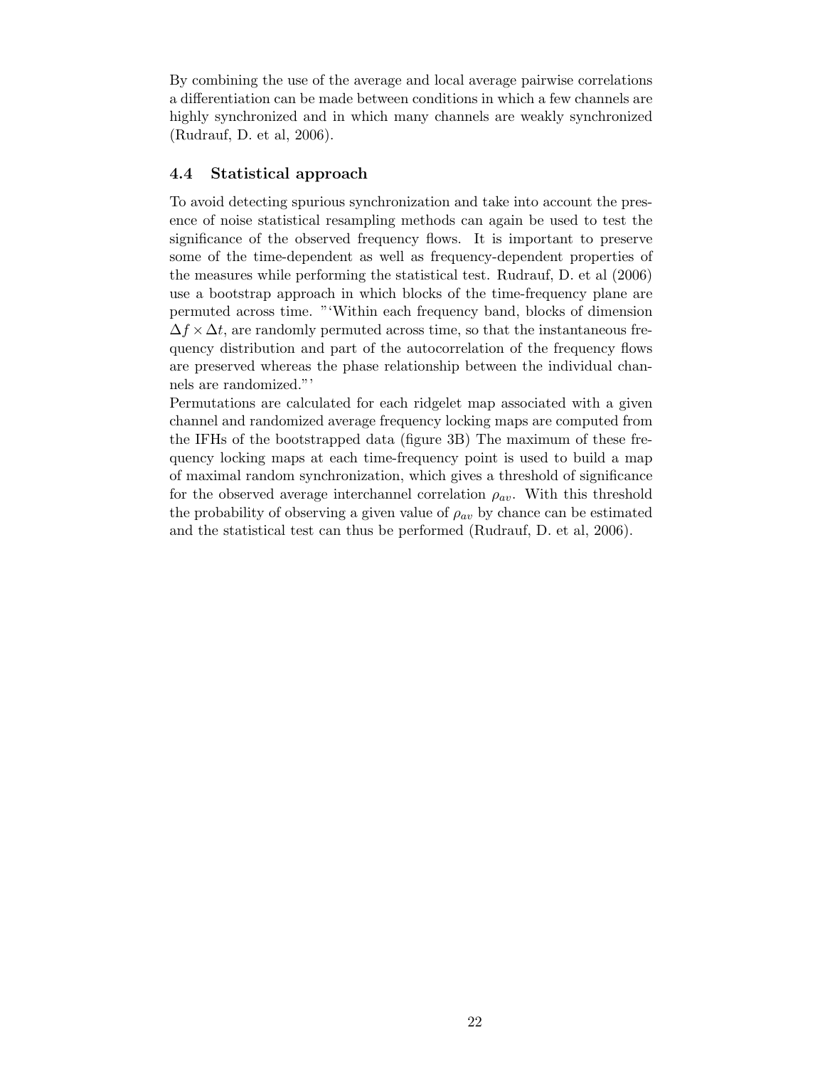By combining the use of the average and local average pairwise correlations a differentiation can be made between conditions in which a few channels are highly synchronized and in which many channels are weakly synchronized (Rudrauf, D. et al, 2006).

### 4.4 Statistical approach

To avoid detecting spurious synchronization and take into account the presence of noise statistical resampling methods can again be used to test the significance of the observed frequency flows. It is important to preserve some of the time-dependent as well as frequency-dependent properties of the measures while performing the statistical test. Rudrauf, D. et al (2006) use a bootstrap approach in which blocks of the time-frequency plane are permuted across time. "'Within each frequency band, blocks of dimension $\Delta f \times \Delta t$, are randomly permuted across time, so that the instantaneous frequency distribution and part of the autocorrelation of the frequency flows are preserved whereas the phase relationship between the individual channels are randomized."'

Permutations are calculated for each ridgelet map associated with a given channel and randomized average frequency locking maps are computed from the IFHs of the bootstrapped data (figure 3B) The maximum of these frequency locking maps at each time-frequency point is used to build a map of maximal random synchronization, which gives a threshold of significance for the observed average interchannel correlation $\rho_{av}$. With this threshold the probability of observing a given value of $\rho_{av}$ by chance can be estimated and the statistical test can thus be performed (Rudrauf, D. et al, 2006).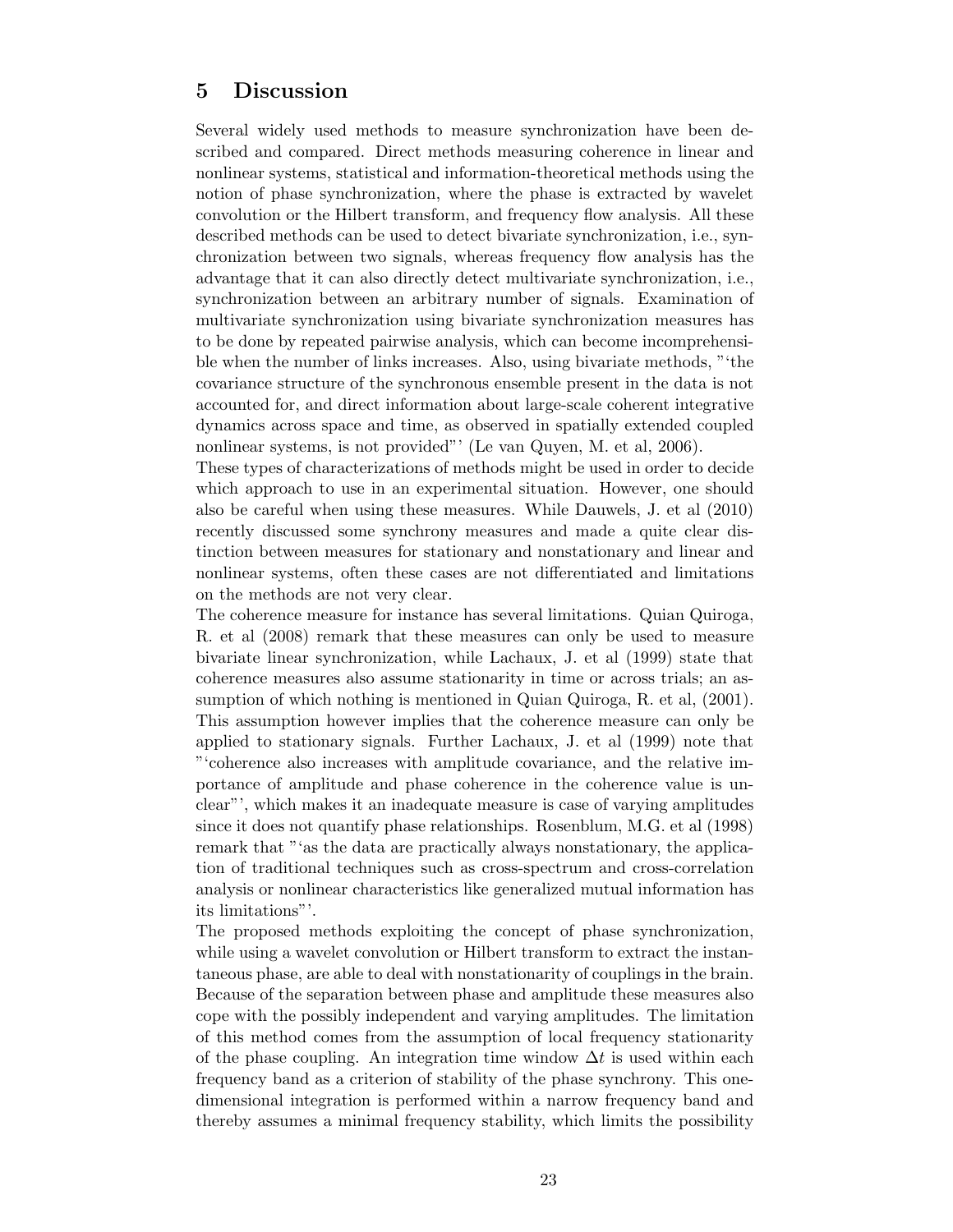## 5 Discussion

Several widely used methods to measure synchronization have been described and compared. Direct methods measuring coherence in linear and nonlinear systems, statistical and information-theoretical methods using the notion of phase synchronization, where the phase is extracted by wavelet convolution or the Hilbert transform, and frequency flow analysis. All these described methods can be used to detect bivariate synchronization, i.e., synchronization between two signals, whereas frequency flow analysis has the advantage that it can also directly detect multivariate synchronization, i.e., synchronization between an arbitrary number of signals. Examination of multivariate synchronization using bivariate synchronization measures has to be done by repeated pairwise analysis, which can become incomprehensible when the number of links increases. Also, using bivariate methods, "'the covariance structure of the synchronous ensemble present in the data is not accounted for, and direct information about large-scale coherent integrative dynamics across space and time, as observed in spatially extended coupled nonlinear systems, is not provided"' (Le van Quyen, M. et al, 2006).

These types of characterizations of methods might be used in order to decide which approach to use in an experimental situation. However, one should also be careful when using these measures. While Dauwels, J. et al (2010) recently discussed some synchrony measures and made a quite clear distinction between measures for stationary and nonstationary and linear and nonlinear systems, often these cases are not differentiated and limitations on the methods are not very clear.

The coherence measure for instance has several limitations. Quian Quiroga, R. et al (2008) remark that these measures can only be used to measure bivariate linear synchronization, while Lachaux, J. et al (1999) state that coherence measures also assume stationarity in time or across trials; an assumption of which nothing is mentioned in Quian Quiroga, R. et al, (2001). This assumption however implies that the coherence measure can only be applied to stationary signals. Further Lachaux, J. et al (1999) note that "'coherence also increases with amplitude covariance, and the relative importance of amplitude and phase coherence in the coherence value is unclear"', which makes it an inadequate measure is case of varying amplitudes since it does not quantify phase relationships. Rosenblum, M.G. et al (1998) remark that "'as the data are practically always nonstationary, the application of traditional techniques such as cross-spectrum and cross-correlation analysis or nonlinear characteristics like generalized mutual information has its limitations"'.

The proposed methods exploiting the concept of phase synchronization, while using a wavelet convolution or Hilbert transform to extract the instantaneous phase, are able to deal with nonstationarity of couplings in the brain. Because of the separation between phase and amplitude these measures also cope with the possibly independent and varying amplitudes. The limitation of this method comes from the assumption of local frequency stationarity of the phase coupling. An integration time window $\Delta t$ is used within each frequency band as a criterion of stability of the phase synchrony. This one-dimensional integration is performed within a narrow frequency band and thereby assumes a minimal frequency stability, which limits the possibility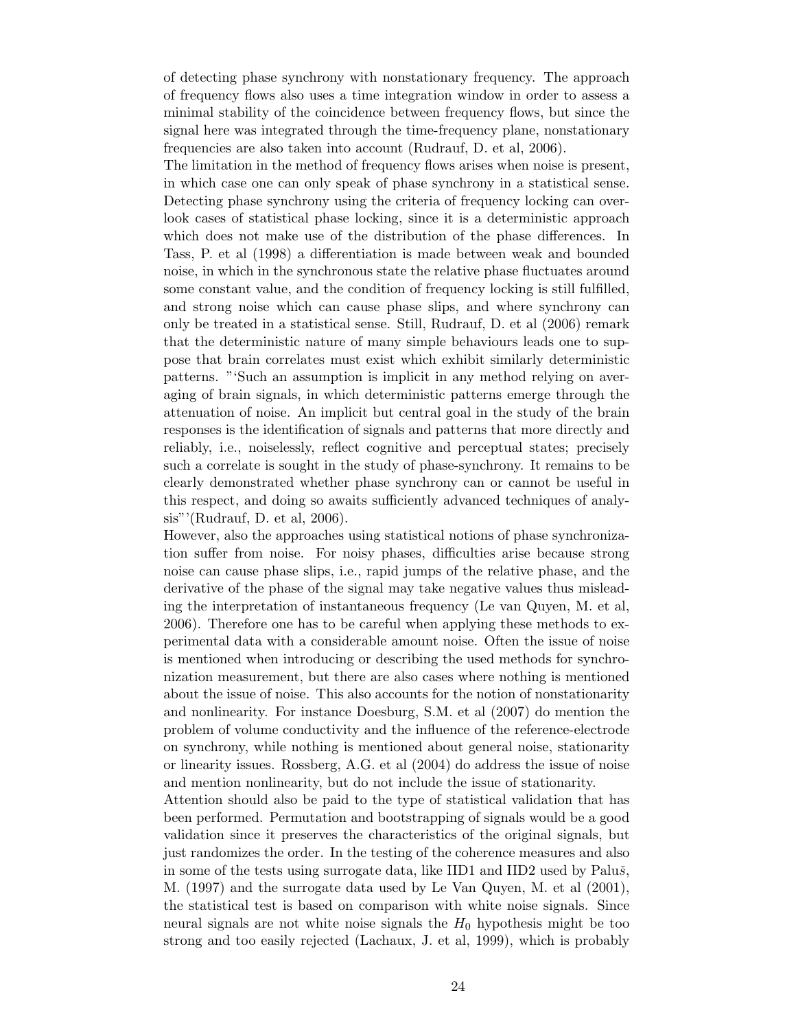of detecting phase synchrony with nonstationary frequency. The approach of frequency flows also uses a time integration window in order to assess a minimal stability of the coincidence between frequency flows, but since the signal here was integrated through the time-frequency plane, nonstationary frequencies are also taken into account (Rudrauf, D. et al, 2006).

The limitation in the method of frequency flows arises when noise is present, in which case one can only speak of phase synchrony in a statistical sense. Detecting phase synchrony using the criteria of frequency locking can overlook cases of statistical phase locking, since it is a deterministic approach which does not make use of the distribution of the phase differences. In Tass, P. et al (1998) a differentiation is made between weak and bounded noise, in which in the synchronous state the relative phase fluctuates around some constant value, and the condition of frequency locking is still fulfilled, and strong noise which can cause phase slips, and where synchrony can only be treated in a statistical sense. Still, Rudrauf, D. et al (2006) remark that the deterministic nature of many simple behaviours leads one to suppose that brain correlates must exist which exhibit similarly deterministic patterns. "'Such an assumption is implicit in any method relying on averaging of brain signals, in which deterministic patterns emerge through the attenuation of noise. An implicit but central goal in the study of the brain responses is the identification of signals and patterns that more directly and reliably, i.e., noiselessly, reflect cognitive and perceptual states; precisely such a correlate is sought in the study of phase-synchrony. It remains to be clearly demonstrated whether phase synchrony can or cannot be useful in this respect, and doing so awaits sufficiently advanced techniques of analysis"'(Rudrauf, D. et al, 2006).

However, also the approaches using statistical notions of phase synchronization suffer from noise. For noisy phases, difficulties arise because strong noise can cause phase slips, i.e., rapid jumps of the relative phase, and the derivative of the phase of the signal may take negative values thus misleading the interpretation of instantaneous frequency (Le van Quyen, M. et al, 2006). Therefore one has to be careful when applying these methods to experimental data with a considerable amount noise. Often the issue of noise is mentioned when introducing or describing the used methods for synchronization measurement, but there are also cases where nothing is mentioned about the issue of noise. This also accounts for the notion of nonstationarity and nonlinearity. For instance Doesburg, S.M. et al (2007) do mention the problem of volume conductivity and the influence of the reference-electrode on synchrony, while nothing is mentioned about general noise, stationarity or linearity issues. Rossberg, A.G. et al (2004) do address the issue of noise and mention nonlinearity, but do not include the issue of stationarity.

Attention should also be paid to the type of statistical validation that has been performed. Permutation and bootstrapping of signals would be a good validation since it preserves the characteristics of the original signals, but just randomizes the order. In the testing of the coherence measures and also in some of the tests using surrogate data, like IID1 and IID2 used by Paluš, M. (1997) and the surrogate data used by Le Van Quyen, M. et al (2001), the statistical test is based on comparison with white noise signals. Since neural signals are not white noise signals the $H_0$ hypothesis might be too strong and too easily rejected (Lachaux, J. et al, 1999), which is probably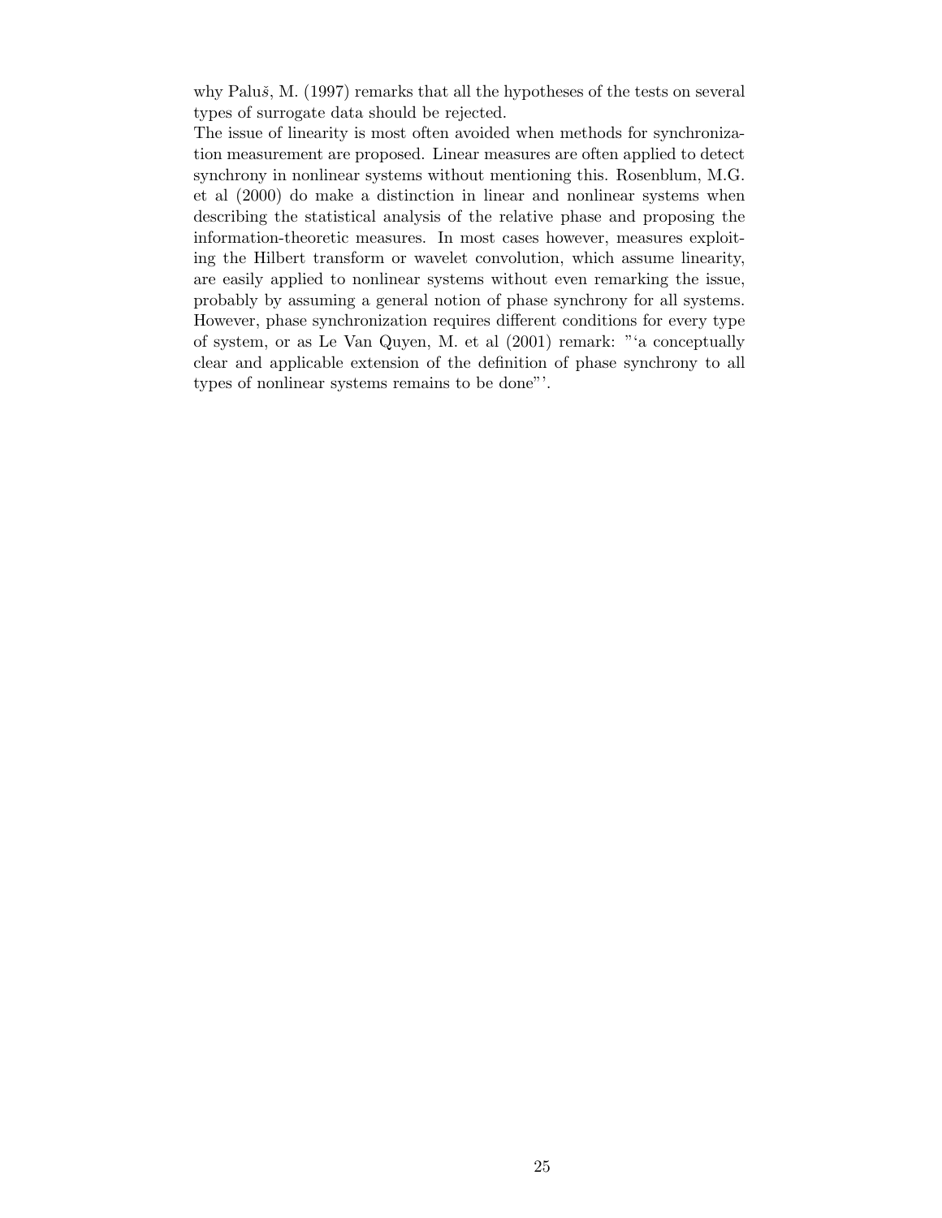why Paluš, M. (1997) remarks that all the hypotheses of the tests on several types of surrogate data should be rejected.

The issue of linearity is most often avoided when methods for synchronization measurement are proposed. Linear measures are often applied to detect synchrony in nonlinear systems without mentioning this. Rosenblum, M.G. et al (2000) do make a distinction in linear and nonlinear systems when describing the statistical analysis of the relative phase and proposing the information-theoretic measures. In most cases however, measures exploiting the Hilbert transform or wavelet convolution, which assume linearity, are easily applied to nonlinear systems without even remarking the issue, probably by assuming a general notion of phase synchrony for all systems. However, phase synchronization requires different conditions for every type of system, or as Le Van Quyen, M. et al (2001) remark: "'a conceptually clear and applicable extension of the definition of phase synchrony to all types of nonlinear systems remains to be done"'.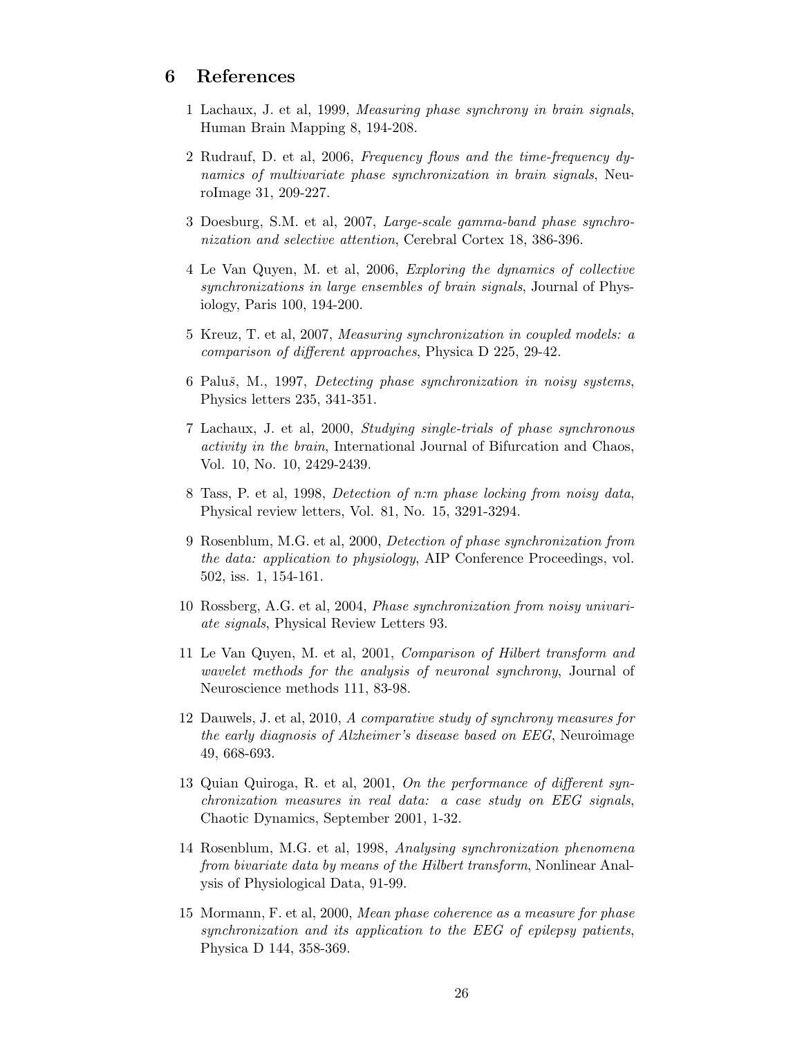## 6 References

1 Lachaux, J. et al, 1999, *Measuring phase synchrony in brain signals*, Human Brain Mapping 8, 194-208.

2 Rudrauf, D. et al, 2006, *Frequency flows and the time-frequency dynamics of multivariate phase synchronization in brain signals*, NeuroImage 31, 209-227.

3 Doesburg, S.M. et al, 2007, *Large-scale gamma-band phase synchronization and selective attention*, Cerebral Cortex 18, 386-396.

4 Le Van Quyen, M. et al, 2006, *Exploring the dynamics of collective synchronizations in large ensembles of brain signals*, Journal of Physiology, Paris 100, 194-200.

5 Kreuz, T. et al, 2007, *Measuring synchronization in coupled models: a comparison of different approaches*, Physica D 225, 29-42.

6 Paluš, M., 1997, *Detecting phase synchronization in noisy systems*, Physics letters 235, 341-351.

7 Lachaux, J. et al, 2000, *Studying single-trials of phase synchronous activity in the brain*, International Journal of Bifurcation and Chaos, Vol. 10, No. 10, 2429-2439.

8 Tass, P. et al, 1998, *Detection of n:m phase locking from noisy data*, Physical review letters, Vol. 81, No. 15, 3291-3294.

9 Rosenblum, M.G. et al, 2000, *Detection of phase synchronization from the data: application to physiology*, AIP Conference Proceedings, vol. 502, iss. 1, 154-161.

10 Rossberg, A.G. et al, 2004, *Phase synchronization from noisy univariate signals*, Physical Review Letters 93.

11 Le Van Quyen, M. et al, 2001, *Comparison of Hilbert transform and wavelet methods for the analysis of neuronal synchrony*, Journal of Neuroscience methods 111, 83-98.

12 Dauwels, J. et al, 2010, *A comparative study of synchrony measures for the early diagnosis of Alzheimer's disease based on EEG*, Neuroimage 49, 668-693.

13 Quian Quiroga, R. et al, 2001, *On the performance of different synchronization measures in real data: a case study on EEG signals*, Chaotic Dynamics, September 2001, 1-32.

14 Rosenblum, M.G. et al, 1998, *Analysing synchronization phenomena from bivariate data by means of the Hilbert transform*, Nonlinear Analysis of Physiological Data, 91-99.

15 Mormann, F. et al, 2000, *Mean phase coherence as a measure for phase synchronization and its application to the EEG of epilepsy patients*, Physica D 144, 358-369.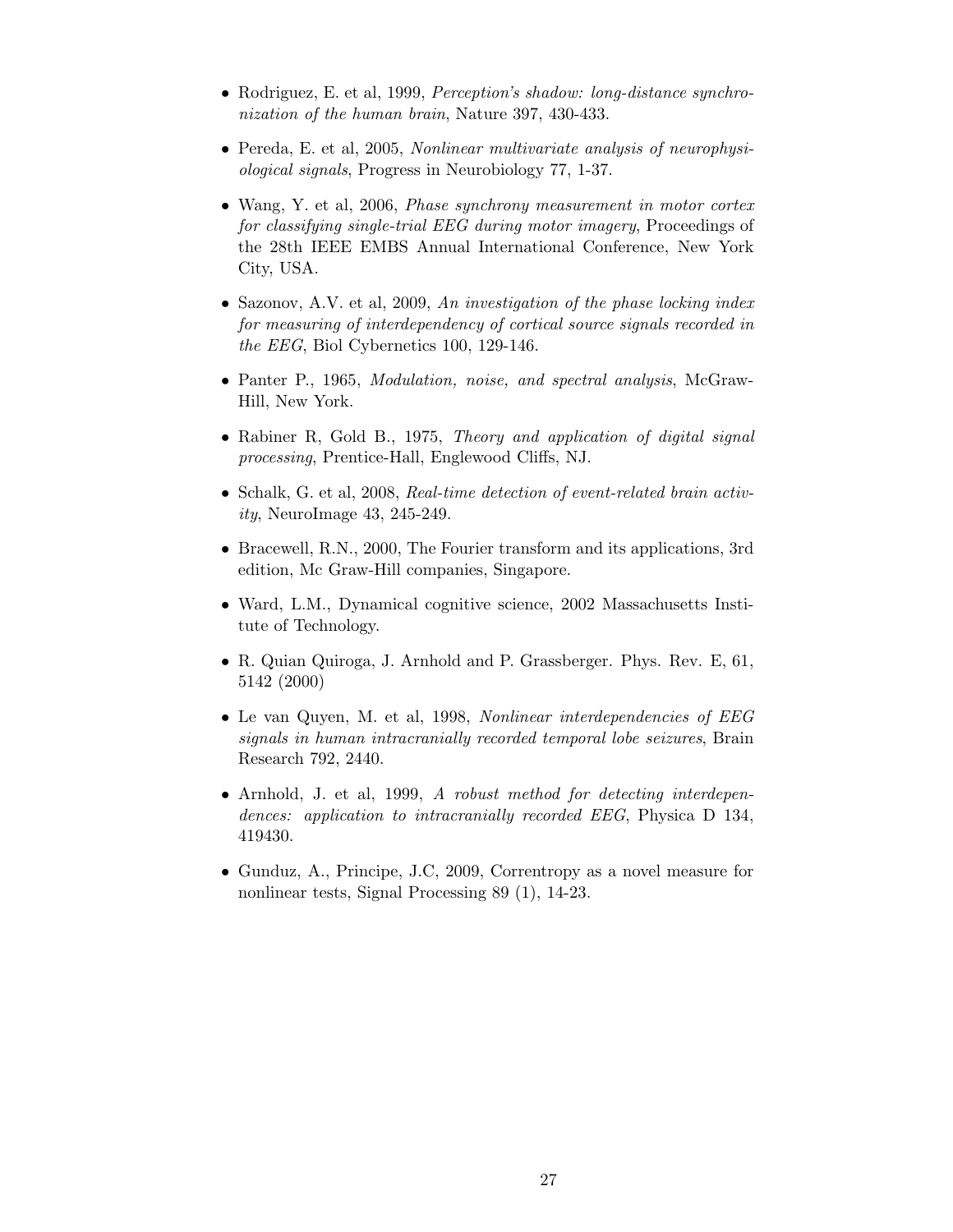- Rodriguez, E. et al, 1999, *Perception's shadow: long-distance synchronization of the human brain*, Nature 397, 430-433.

- Pereda, E. et al, 2005, *Nonlinear multivariate analysis of neurophysiological signals*, Progress in Neurobiology 77, 1-37.

- Wang, Y. et al, 2006, *Phase synchrony measurement in motor cortex for classifying single-trial EEG during motor imagery*, Proceedings of the 28th IEEE EMBS Annual International Conference, New York City, USA.

- Sazonov, A.V. et al, 2009, *An investigation of the phase locking index for measuring of interdependency of cortical source signals recorded in the EEG*, Biol Cybernetics 100, 129-146.

- Panter P., 1965, *Modulation, noise, and spectral analysis*, McGraw-Hill, New York.

- Rabiner R, Gold B., 1975, *Theory and application of digital signal processing*, Prentice-Hall, Englewood Cliffs, NJ.

- Schalk, G. et al, 2008, *Real-time detection of event-related brain activity*, NeuroImage 43, 245-249.

- Bracewell, R.N., 2000, The Fourier transform and its applications, 3rd edition, Mc Graw-Hill companies, Singapore.

- Ward, L.M., Dynamical cognitive science, 2002 Massachusetts Institute of Technology.

- R. Quian Quiroga, J. Arnhold and P. Grassberger. Phys. Rev. E, 61, 5142 (2000)

- Le van Quyen, M. et al, 1998, *Nonlinear interdependencies of EEG signals in human intracranially recorded temporal lobe seizures*, Brain Research 792, 2440.

- Arnhold, J. et al, 1999, *A robust method for detecting interdependences: application to intracranially recorded EEG*, Physica D 134, 419430.

- Gunduz, A., Principe, J.C, 2009, Correntropy as a novel measure for nonlinear tests, Signal Processing 89 (1), 14-23.